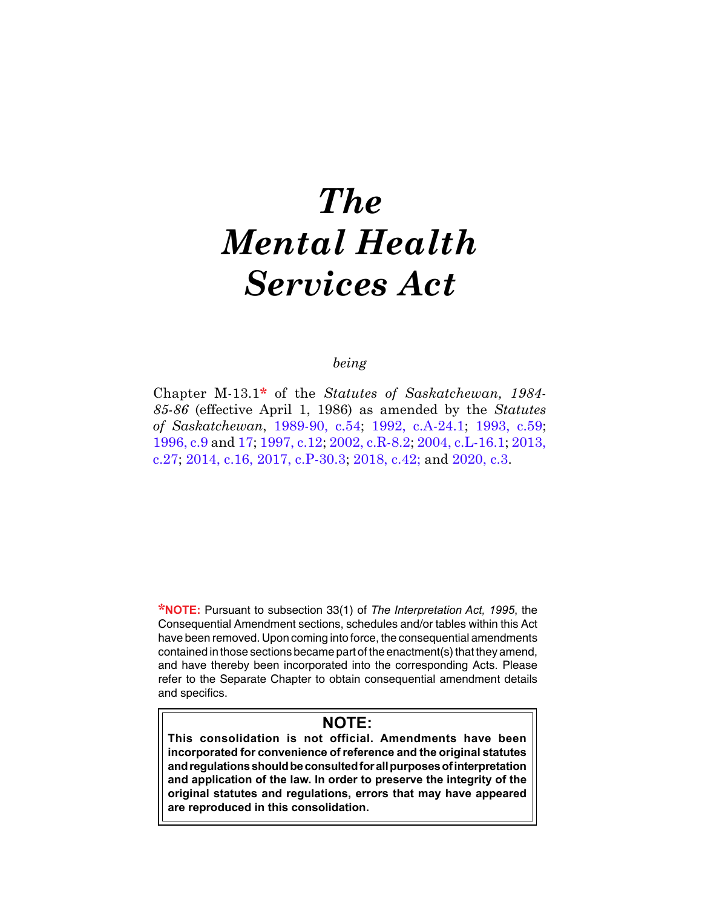# *The Mental Health Services Act*

*being*

Chapter M-13.1* of the *Statutes of Saskatchewan, 1984-85-86* (effective April 1, 1986) as amended by the *Statutes of Saskatchewan*, 1989-90, c.54; 1992, c.A-24.1; 1993, c.59; 1996, c.9 and 17; 1997, c.12; 2002, c.R-8.2; 2004, c.L-16.1; 2013, c.27; 2014, c.16, 2017, c.P-30.3; 2018, c.42; and 2020, c.3.

***NOTE:** Pursuant to subsection 33(1) of *The Interpretation Act, 1995*, the Consequential Amendment sections, schedules and/or tables within this Act have been removed. Upon coming into force, the consequential amendments contained in those sections became part of the enactment(s) that they amend, and have thereby been incorporated into the corresponding Acts. Please refer to the Separate Chapter to obtain consequential amendment details and specifics.

**NOTE:**

**This consolidation is not official. Amendments have been incorporated for convenience of reference and the original statutes and regulations should be consulted for all purposes of interpretation and application of the law. In order to preserve the integrity of the original statutes and regulations, errors that may have appeared are reproduced in this consolidation.**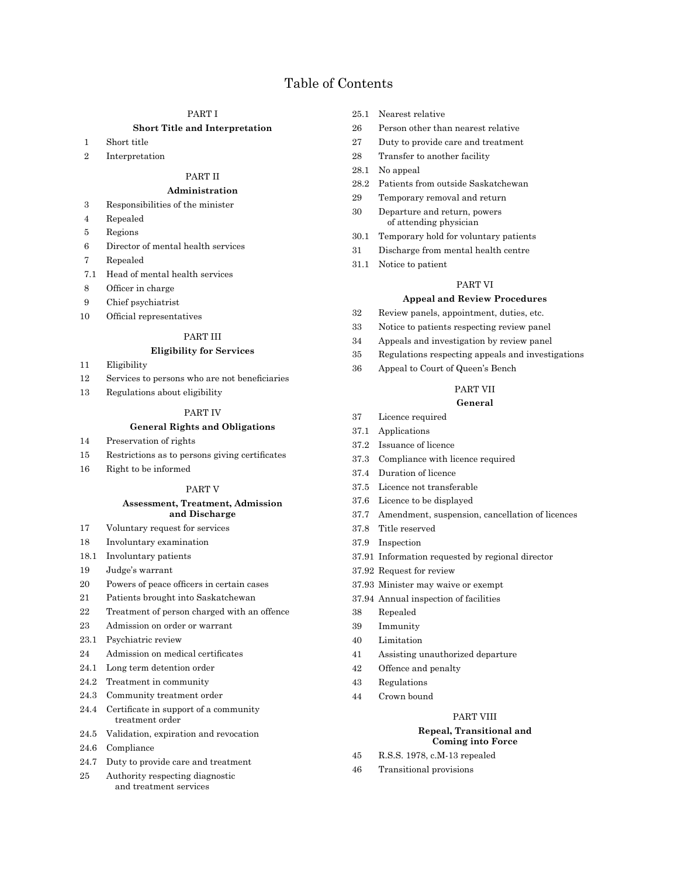# Table of Contents

## PART I
### Short Title and Interpretation

1 Short title
2 Interpretation

## PART II
### Administration

3 Responsibilities of the minister
4 Repealed
5 Regions
6 Director of mental health services
7 Repealed
7.1 Head of mental health services
8 Officer in charge
9 Chief psychiatrist
10 Official representatives

## PART III
### Eligibility for Services

11 Eligibility
12 Services to persons who are not beneficiaries
13 Regulations about eligibility

## PART IV
### General Rights and Obligations

14 Preservation of rights
15 Restrictions as to persons giving certificates
16 Right to be informed

## PART V
### Assessment, Treatment, Admission and Discharge

17 Voluntary request for services
18 Involuntary examination
18.1 Involuntary patients
19 Judge's warrant
20 Powers of peace officers in certain cases
21 Patients brought into Saskatchewan
22 Treatment of person charged with an offence
23 Admission on order or warrant
23.1 Psychiatric review
24 Admission on medical certificates
24.1 Long term detention order
24.2 Treatment in community
24.3 Community treatment order
24.4 Certificate in support of a community treatment order
24.5 Validation, expiration and revocation
24.6 Compliance
24.7 Duty to provide care and treatment
25 Authority respecting diagnostic and treatment services
25.1 Nearest relative
26 Person other than nearest relative
27 Duty to provide care and treatment
28 Transfer to another facility
28.1 No appeal
28.2 Patients from outside Saskatchewan
29 Temporary removal and return
30 Departure and return, powers of attending physician
30.1 Temporary hold for voluntary patients
31 Discharge from mental health centre
31.1 Notice to patient

## PART VI
### Appeal and Review Procedures

32 Review panels, appointment, duties, etc.
33 Notice to patients respecting review panel
34 Appeals and investigation by review panel
35 Regulations respecting appeals and investigations
36 Appeal to Court of Queen's Bench

## PART VII
### General

37 Licence required
37.1 Applications
37.2 Issuance of licence
37.3 Compliance with licence required
37.4 Duration of licence
37.5 Licence not transferable
37.6 Licence to be displayed
37.7 Amendment, suspension, cancellation of licences
37.8 Title reserved
37.9 Inspection
37.91 Information requested by regional director
37.92 Request for review
37.93 Minister may waive or exempt
37.94 Annual inspection of facilities
38 Repealed
39 Immunity
40 Limitation
41 Assisting unauthorized departure
42 Offence and penalty
43 Regulations
44 Crown bound

## PART VIII
### Repeal, Transitional and Coming into Force

45 R.S.S. 1978, c.M-13 repealed
46 Transitional provisions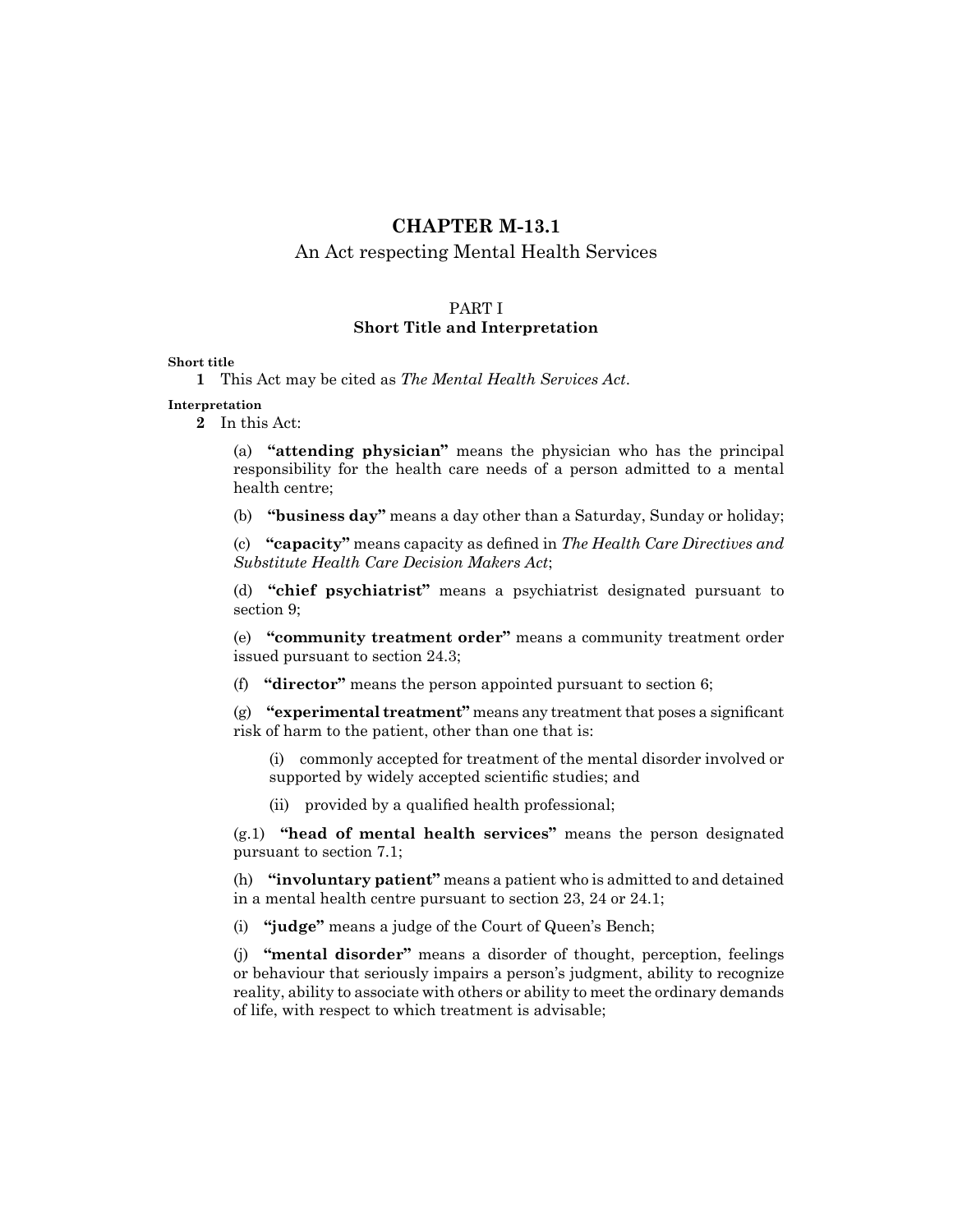# CHAPTER M-13.1

An Act respecting Mental Health Services

## PART I
## Short Title and Interpretation

**Short title**

**1** This Act may be cited as *The Mental Health Services Act*.

**Interpretation**

**2** In this Act:

(a) **"attending physician"** means the physician who has the principal responsibility for the health care needs of a person admitted to a mental health centre;

(b) **"business day"** means a day other than a Saturday, Sunday or holiday;

(c) **"capacity"** means capacity as defined in *The Health Care Directives and Substitute Health Care Decision Makers Act*;

(d) **"chief psychiatrist"** means a psychiatrist designated pursuant to section 9;

(e) **"community treatment order"** means a community treatment order issued pursuant to section 24.3;

(f) **"director"** means the person appointed pursuant to section 6;

(g) **"experimental treatment"** means any treatment that poses a significant risk of harm to the patient, other than one that is:

(i) commonly accepted for treatment of the mental disorder involved or supported by widely accepted scientific studies; and

(ii) provided by a qualified health professional;

(g.1) **"head of mental health services"** means the person designated pursuant to section 7.1;

(h) **"involuntary patient"** means a patient who is admitted to and detained in a mental health centre pursuant to section 23, 24 or 24.1;

(i) **"judge"** means a judge of the Court of Queen's Bench;

(j) **"mental disorder"** means a disorder of thought, perception, feelings or behaviour that seriously impairs a person's judgment, ability to recognize reality, ability to associate with others or ability to meet the ordinary demands of life, with respect to which treatment is advisable;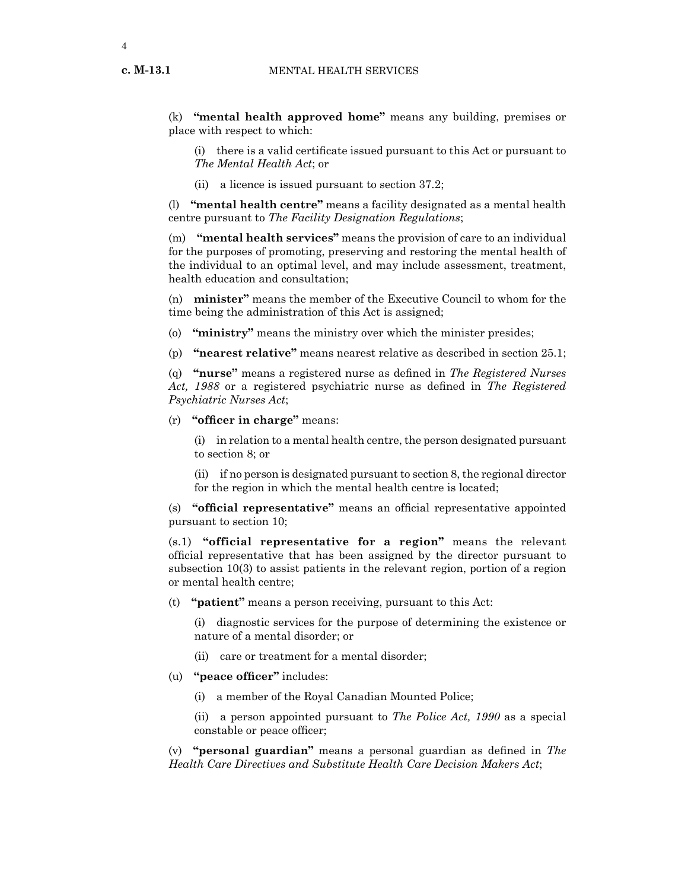(k) **"mental health approved home"** means any building, premises or place with respect to which:

(i) there is a valid certificate issued pursuant to this Act or pursuant to *The Mental Health Act*; or

(ii) a licence is issued pursuant to section 37.2;

(l) **"mental health centre"** means a facility designated as a mental health centre pursuant to *The Facility Designation Regulations*;

(m) **"mental health services"** means the provision of care to an individual for the purposes of promoting, preserving and restoring the mental health of the individual to an optimal level, and may include assessment, treatment, health education and consultation;

(n) **minister"** means the member of the Executive Council to whom for the time being the administration of this Act is assigned;

(o) **"ministry"** means the ministry over which the minister presides;

(p) **"nearest relative"** means nearest relative as described in section 25.1;

(q) **"nurse"** means a registered nurse as defined in *The Registered Nurses Act, 1988* or a registered psychiatric nurse as defined in *The Registered Psychiatric Nurses Act*;

(r) **"officer in charge"** means:

(i) in relation to a mental health centre, the person designated pursuant to section 8; or

(ii) if no person is designated pursuant to section 8, the regional director for the region in which the mental health centre is located;

(s) **"official representative"** means an official representative appointed pursuant to section 10;

(s.1) **"official representative for a region"** means the relevant official representative that has been assigned by the director pursuant to subsection 10(3) to assist patients in the relevant region, portion of a region or mental health centre;

(t) **"patient"** means a person receiving, pursuant to this Act:

(i) diagnostic services for the purpose of determining the existence or nature of a mental disorder; or

(ii) care or treatment for a mental disorder;

(u) **"peace officer"** includes:

(i) a member of the Royal Canadian Mounted Police;

(ii) a person appointed pursuant to *The Police Act, 1990* as a special constable or peace officer;

(v) **"personal guardian"** means a personal guardian as defined in *The Health Care Directives and Substitute Health Care Decision Makers Act*;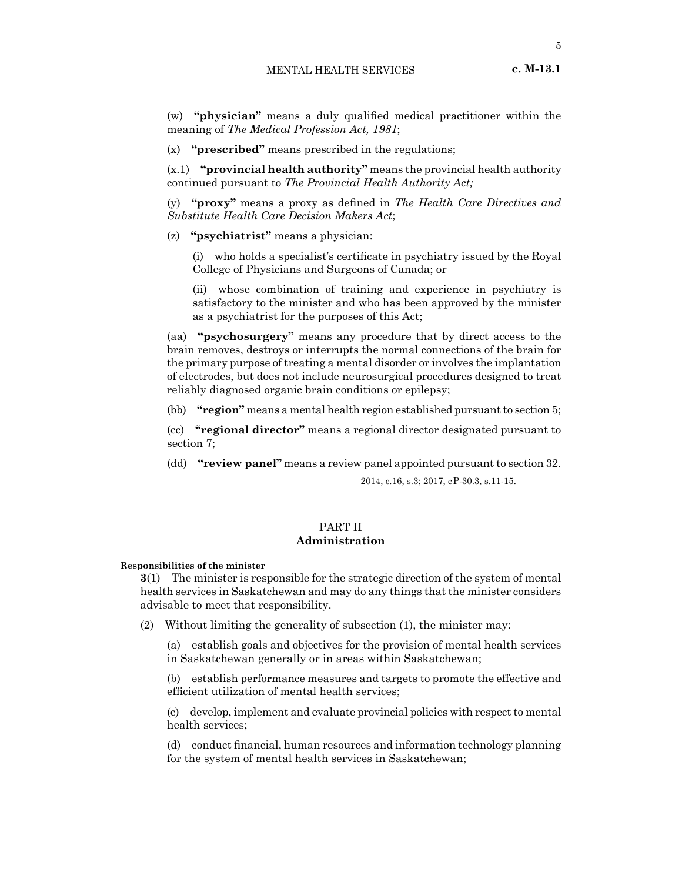(w) **"physician"** means a duly qualified medical practitioner within the meaning of *The Medical Profession Act, 1981*;

(x) **"prescribed"** means prescribed in the regulations;

(x.1) **"provincial health authority"** means the provincial health authority continued pursuant to *The Provincial Health Authority Act;*

(y) **"proxy"** means a proxy as defined in *The Health Care Directives and Substitute Health Care Decision Makers Act*;

(z) **"psychiatrist"** means a physician:

(i) who holds a specialist's certificate in psychiatry issued by the Royal College of Physicians and Surgeons of Canada; or

(ii) whose combination of training and experience in psychiatry is satisfactory to the minister and who has been approved by the minister as a psychiatrist for the purposes of this Act;

(aa) **"psychosurgery"** means any procedure that by direct access to the brain removes, destroys or interrupts the normal connections of the brain for the primary purpose of treating a mental disorder or involves the implantation of electrodes, but does not include neurosurgical procedures designed to treat reliably diagnosed organic brain conditions or epilepsy;

(bb) **"region"** means a mental health region established pursuant to section 5;

(cc) **"regional director"** means a regional director designated pursuant to section 7;

(dd) **"review panel"** means a review panel appointed pursuant to section 32.

2014, c.16, s.3; 2017, cP-30.3, s.11-15.

## PART II
## Administration

**Responsibilities of the minister**

**3**(1) The minister is responsible for the strategic direction of the system of mental health services in Saskatchewan and may do any things that the minister considers advisable to meet that responsibility.

(2) Without limiting the generality of subsection (1), the minister may:

(a) establish goals and objectives for the provision of mental health services in Saskatchewan generally or in areas within Saskatchewan;

(b) establish performance measures and targets to promote the effective and efficient utilization of mental health services;

(c) develop, implement and evaluate provincial policies with respect to mental health services;

(d) conduct financial, human resources and information technology planning for the system of mental health services in Saskatchewan;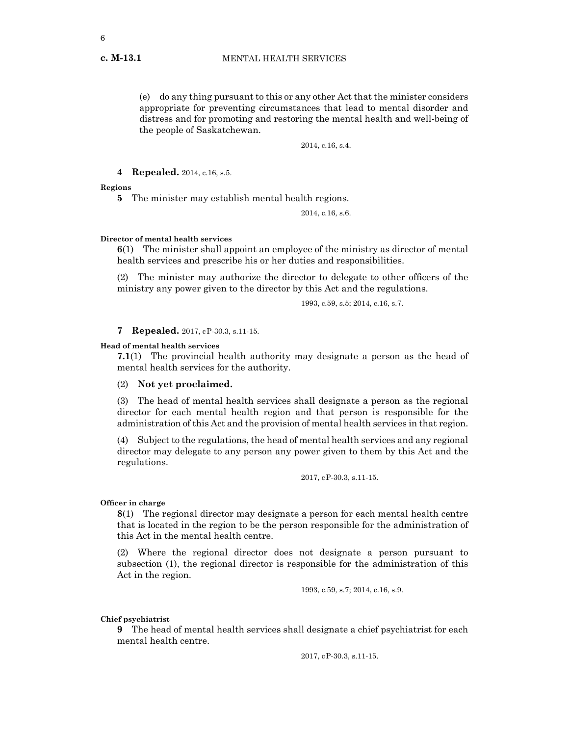(e) do any thing pursuant to this or any other Act that the minister considers appropriate for preventing circumstances that lead to mental disorder and distress and for promoting and restoring the mental health and well-being of the people of Saskatchewan.

2014, c.16, s.4.

**4 Repealed.** 2014, c.16, s.5.

**Regions**

**5** The minister may establish mental health regions.

2014, c.16, s.6.

**Director of mental health services**

**6**(1) The minister shall appoint an employee of the ministry as director of mental health services and prescribe his or her duties and responsibilities.

(2) The minister may authorize the director to delegate to other officers of the ministry any power given to the director by this Act and the regulations.

1993, c.59, s.5; 2014, c.16, s.7.

**7 Repealed.** 2017, cP-30.3, s.11-15.

**Head of mental health services**

**7.1**(1) The provincial health authority may designate a person as the head of mental health services for the authority.

(2) **Not yet proclaimed.**

(3) The head of mental health services shall designate a person as the regional director for each mental health region and that person is responsible for the administration of this Act and the provision of mental health services in that region.

(4) Subject to the regulations, the head of mental health services and any regional director may delegate to any person any power given to them by this Act and the regulations.

2017, cP-30.3, s.11-15.

**Officer in charge**

**8**(1) The regional director may designate a person for each mental health centre that is located in the region to be the person responsible for the administration of this Act in the mental health centre.

(2) Where the regional director does not designate a person pursuant to subsection (1), the regional director is responsible for the administration of this Act in the region.

1993, c.59, s.7; 2014, c.16, s.9.

**Chief psychiatrist**

**9** The head of mental health services shall designate a chief psychiatrist for each mental health centre.

2017, cP-30.3, s.11-15.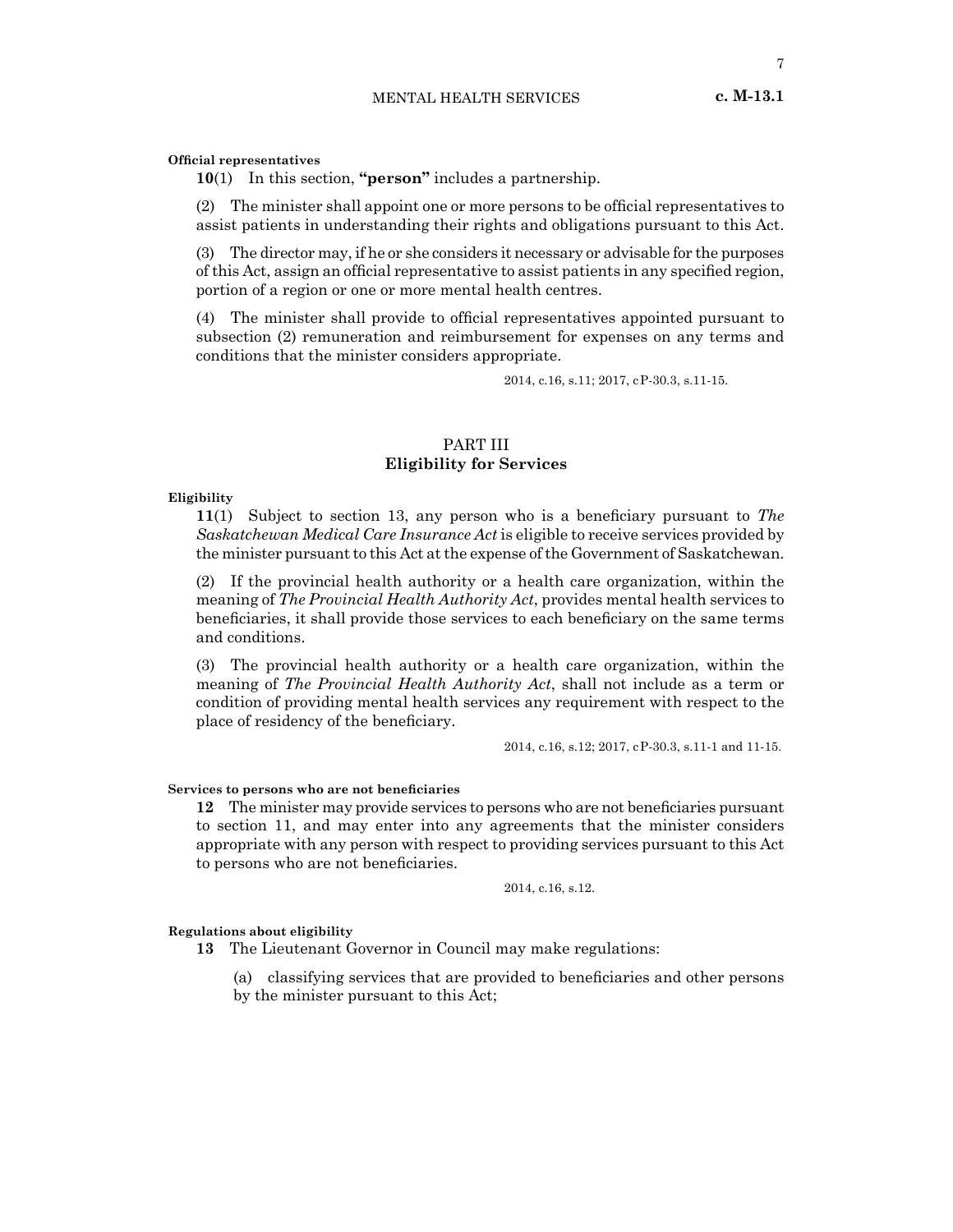**Official representatives**

**10**(1) In this section, **"person"** includes a partnership.

(2) The minister shall appoint one or more persons to be official representatives to assist patients in understanding their rights and obligations pursuant to this Act.

(3) The director may, if he or she considers it necessary or advisable for the purposes of this Act, assign an official representative to assist patients in any specified region, portion of a region or one or more mental health centres.

(4) The minister shall provide to official representatives appointed pursuant to subsection (2) remuneration and reimbursement for expenses on any terms and conditions that the minister considers appropriate.

2014, c.16, s.11; 2017, cP-30.3, s.11-15.

## PART III
## Eligibility for Services

**Eligibility**

**11**(1) Subject to section 13, any person who is a beneficiary pursuant to *The Saskatchewan Medical Care Insurance Act* is eligible to receive services provided by the minister pursuant to this Act at the expense of the Government of Saskatchewan.

(2) If the provincial health authority or a health care organization, within the meaning of *The Provincial Health Authority Act*, provides mental health services to beneficiaries, it shall provide those services to each beneficiary on the same terms and conditions.

(3) The provincial health authority or a health care organization, within the meaning of *The Provincial Health Authority Act*, shall not include as a term or condition of providing mental health services any requirement with respect to the place of residency of the beneficiary.

2014, c.16, s.12; 2017, cP-30.3, s.11-1 and 11-15.

**Services to persons who are not beneficiaries**

**12** The minister may provide services to persons who are not beneficiaries pursuant to section 11, and may enter into any agreements that the minister considers appropriate with any person with respect to providing services pursuant to this Act to persons who are not beneficiaries.

2014, c.16, s.12.

**Regulations about eligibility**

**13** The Lieutenant Governor in Council may make regulations:

(a) classifying services that are provided to beneficiaries and other persons by the minister pursuant to this Act;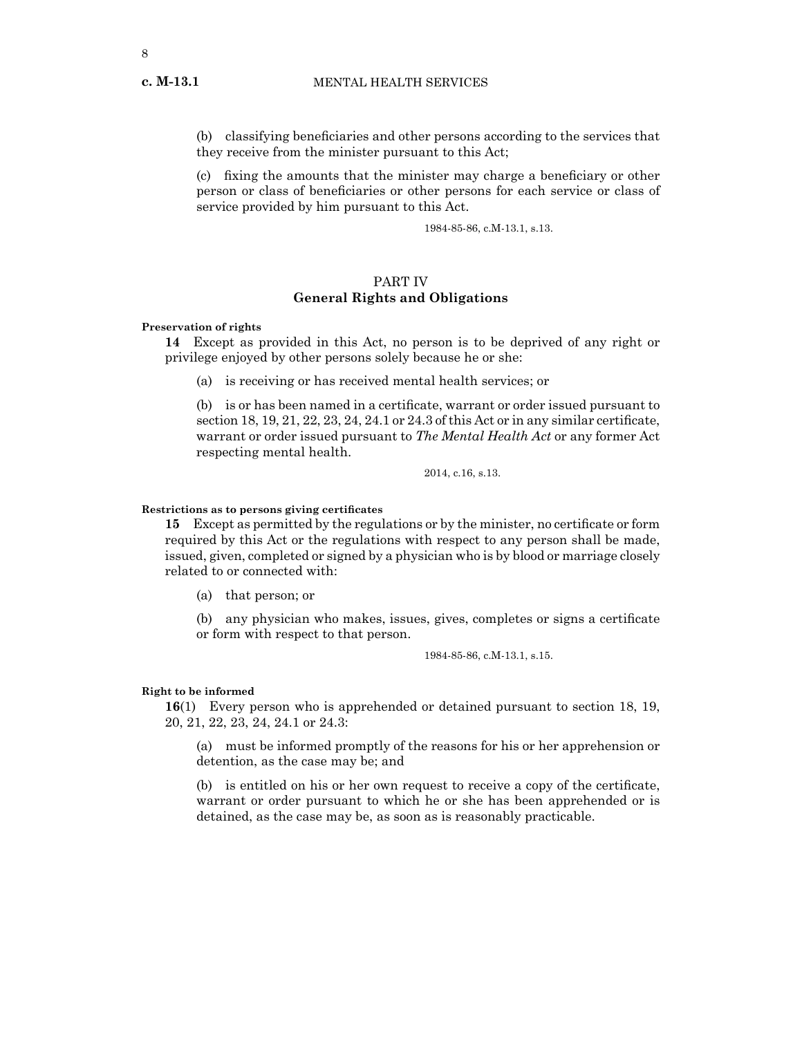(b) classifying beneficiaries and other persons according to the services that they receive from the minister pursuant to this Act;

(c) fixing the amounts that the minister may charge a beneficiary or other person or class of beneficiaries or other persons for each service or class of service provided by him pursuant to this Act.

1984-85-86, c.M-13.1, s.13.

## PART IV
## General Rights and Obligations

**Preservation of rights**

**14** Except as provided in this Act, no person is to be deprived of any right or privilege enjoyed by other persons solely because he or she:

(a) is receiving or has received mental health services; or

(b) is or has been named in a certificate, warrant or order issued pursuant to section 18, 19, 21, 22, 23, 24, 24.1 or 24.3 of this Act or in any similar certificate, warrant or order issued pursuant to *The Mental Health Act* or any former Act respecting mental health.

2014, c.16, s.13.

**Restrictions as to persons giving certificates**

**15** Except as permitted by the regulations or by the minister, no certificate or form required by this Act or the regulations with respect to any person shall be made, issued, given, completed or signed by a physician who is by blood or marriage closely related to or connected with:

(a) that person; or

(b) any physician who makes, issues, gives, completes or signs a certificate or form with respect to that person.

1984-85-86, c.M-13.1, s.15.

**Right to be informed**

**16**(1) Every person who is apprehended or detained pursuant to section 18, 19, 20, 21, 22, 23, 24, 24.1 or 24.3:

(a) must be informed promptly of the reasons for his or her apprehension or detention, as the case may be; and

(b) is entitled on his or her own request to receive a copy of the certificate, warrant or order pursuant to which he or she has been apprehended or is detained, as the case may be, as soon as is reasonably practicable.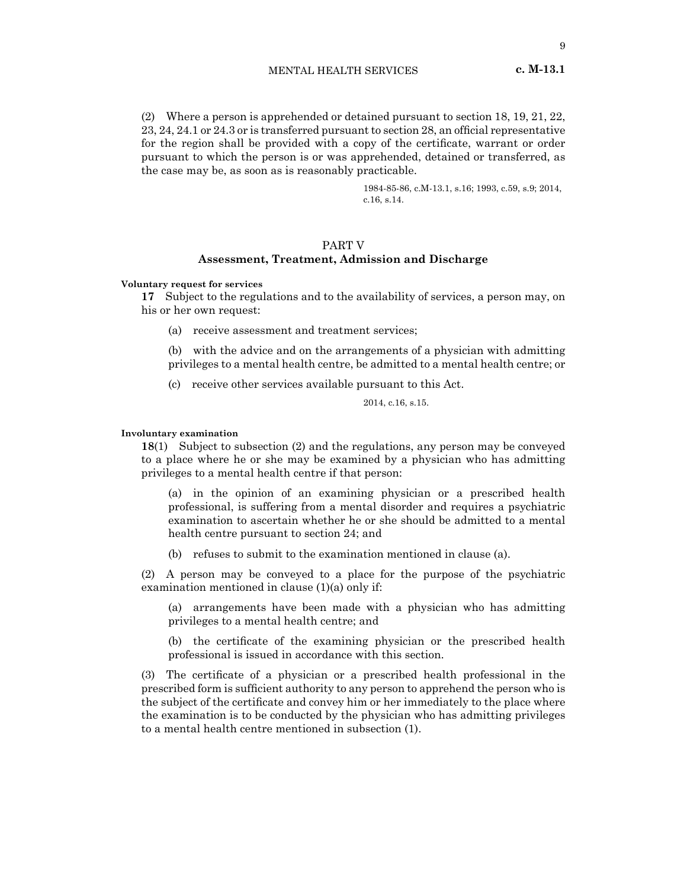(2) Where a person is apprehended or detained pursuant to section 18, 19, 21, 22, 23, 24, 24.1 or 24.3 or is transferred pursuant to section 28, an official representative for the region shall be provided with a copy of the certificate, warrant or order pursuant to which the person is or was apprehended, detained or transferred, as the case may be, as soon as is reasonably practicable.

1984-85-86, c.M-13.1, s.16; 1993, c.59, s.9; 2014, c.16, s.14.

## PART V
## Assessment, Treatment, Admission and Discharge

**Voluntary request for services**

**17** Subject to the regulations and to the availability of services, a person may, on his or her own request:

(a) receive assessment and treatment services;

(b) with the advice and on the arrangements of a physician with admitting privileges to a mental health centre, be admitted to a mental health centre; or

(c) receive other services available pursuant to this Act.

2014, c.16, s.15.

**Involuntary examination**

**18**(1) Subject to subsection (2) and the regulations, any person may be conveyed to a place where he or she may be examined by a physician who has admitting privileges to a mental health centre if that person:

(a) in the opinion of an examining physician or a prescribed health professional, is suffering from a mental disorder and requires a psychiatric examination to ascertain whether he or she should be admitted to a mental health centre pursuant to section 24; and

(b) refuses to submit to the examination mentioned in clause (a).

(2) A person may be conveyed to a place for the purpose of the psychiatric examination mentioned in clause (1)(a) only if:

(a) arrangements have been made with a physician who has admitting privileges to a mental health centre; and

(b) the certificate of the examining physician or the prescribed health professional is issued in accordance with this section.

(3) The certificate of a physician or a prescribed health professional in the prescribed form is sufficient authority to any person to apprehend the person who is the subject of the certificate and convey him or her immediately to the place where the examination is to be conducted by the physician who has admitting privileges to a mental health centre mentioned in subsection (1).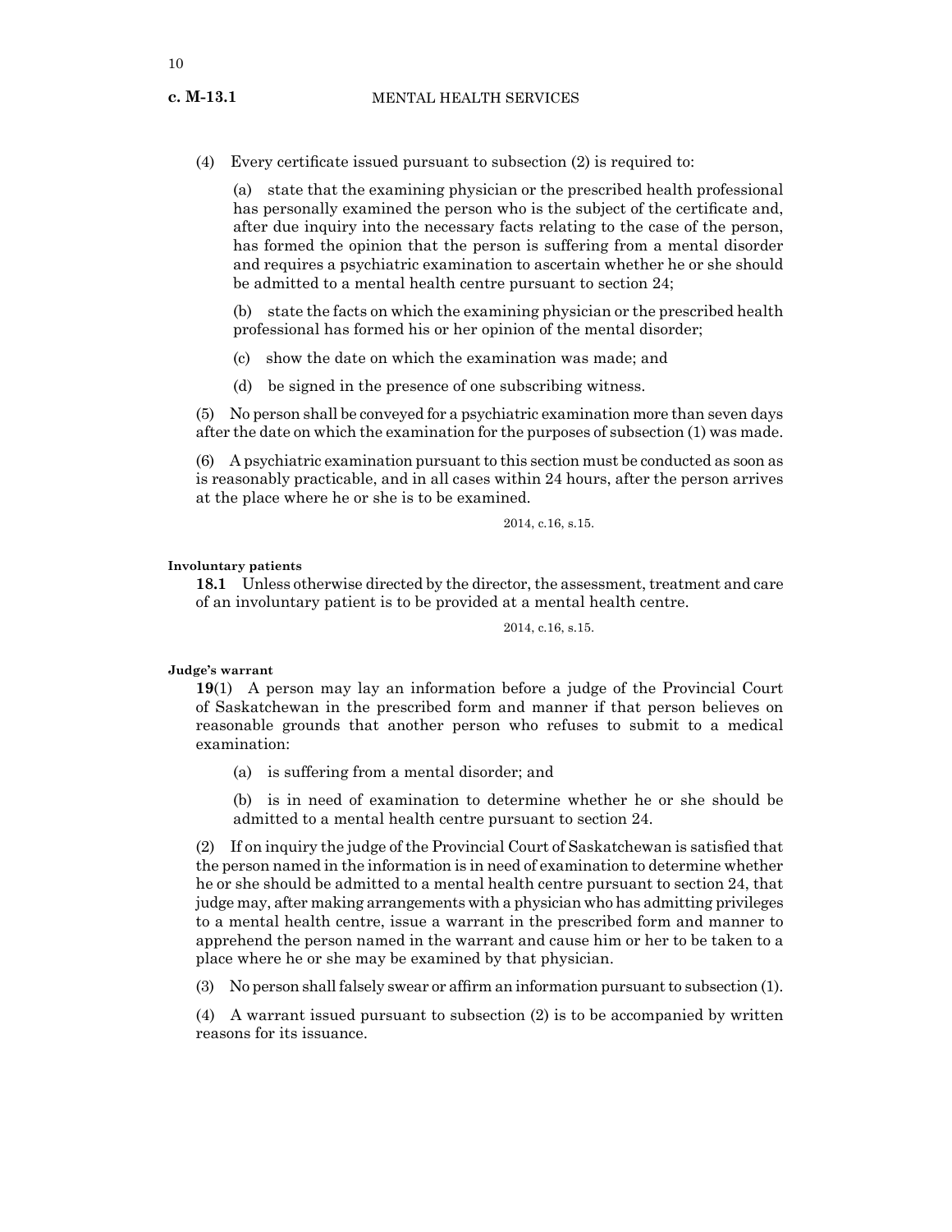(4) Every certificate issued pursuant to subsection (2) is required to:

(a) state that the examining physician or the prescribed health professional has personally examined the person who is the subject of the certificate and, after due inquiry into the necessary facts relating to the case of the person, has formed the opinion that the person is suffering from a mental disorder and requires a psychiatric examination to ascertain whether he or she should be admitted to a mental health centre pursuant to section 24;

(b) state the facts on which the examining physician or the prescribed health professional has formed his or her opinion of the mental disorder;

(c) show the date on which the examination was made; and

(d) be signed in the presence of one subscribing witness.

(5) No person shall be conveyed for a psychiatric examination more than seven days after the date on which the examination for the purposes of subsection (1) was made.

(6) A psychiatric examination pursuant to this section must be conducted as soon as is reasonably practicable, and in all cases within 24 hours, after the person arrives at the place where he or she is to be examined.

2014, c.16, s.15.

**Involuntary patients**

**18.1** Unless otherwise directed by the director, the assessment, treatment and care of an involuntary patient is to be provided at a mental health centre.

2014, c.16, s.15.

**Judge's warrant**

**19**(1) A person may lay an information before a judge of the Provincial Court of Saskatchewan in the prescribed form and manner if that person believes on reasonable grounds that another person who refuses to submit to a medical examination:

(a) is suffering from a mental disorder; and

(b) is in need of examination to determine whether he or she should be admitted to a mental health centre pursuant to section 24.

(2) If on inquiry the judge of the Provincial Court of Saskatchewan is satisfied that the person named in the information is in need of examination to determine whether he or she should be admitted to a mental health centre pursuant to section 24, that judge may, after making arrangements with a physician who has admitting privileges to a mental health centre, issue a warrant in the prescribed form and manner to apprehend the person named in the warrant and cause him or her to be taken to a place where he or she may be examined by that physician.

(3) No person shall falsely swear or affirm an information pursuant to subsection (1).

(4) A warrant issued pursuant to subsection (2) is to be accompanied by written reasons for its issuance.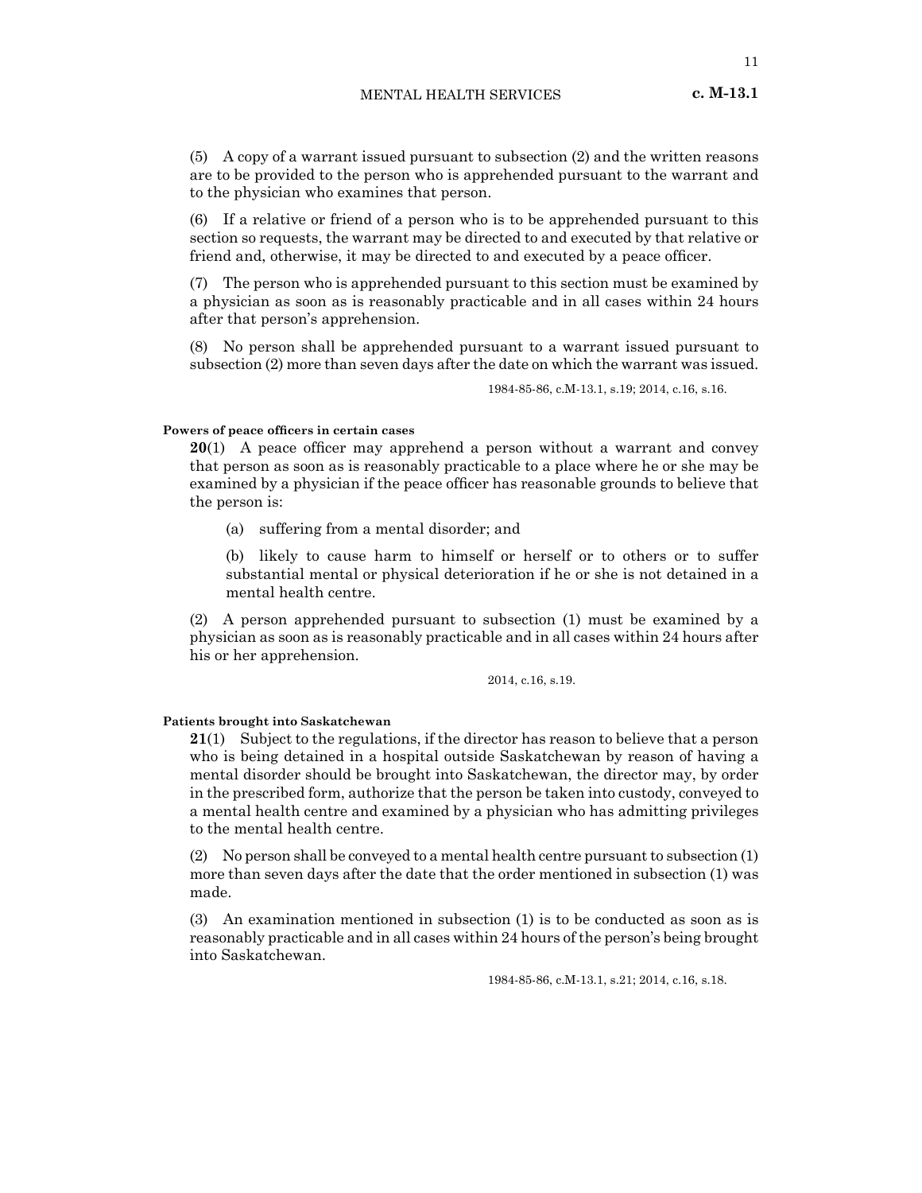(5) A copy of a warrant issued pursuant to subsection (2) and the written reasons are to be provided to the person who is apprehended pursuant to the warrant and to the physician who examines that person.

(6) If a relative or friend of a person who is to be apprehended pursuant to this section so requests, the warrant may be directed to and executed by that relative or friend and, otherwise, it may be directed to and executed by a peace officer.

(7) The person who is apprehended pursuant to this section must be examined by a physician as soon as is reasonably practicable and in all cases within 24 hours after that person's apprehension.

(8) No person shall be apprehended pursuant to a warrant issued pursuant to subsection (2) more than seven days after the date on which the warrant was issued.

1984-85-86, c.M-13.1, s.19; 2014, c.16, s.16.

**Powers of peace officers in certain cases**

**20**(1) A peace officer may apprehend a person without a warrant and convey that person as soon as is reasonably practicable to a place where he or she may be examined by a physician if the peace officer has reasonable grounds to believe that the person is:

(a) suffering from a mental disorder; and

(b) likely to cause harm to himself or herself or to others or to suffer substantial mental or physical deterioration if he or she is not detained in a mental health centre.

(2) A person apprehended pursuant to subsection (1) must be examined by a physician as soon as is reasonably practicable and in all cases within 24 hours after his or her apprehension.

2014, c.16, s.19.

**Patients brought into Saskatchewan**

**21**(1) Subject to the regulations, if the director has reason to believe that a person who is being detained in a hospital outside Saskatchewan by reason of having a mental disorder should be brought into Saskatchewan, the director may, by order in the prescribed form, authorize that the person be taken into custody, conveyed to a mental health centre and examined by a physician who has admitting privileges to the mental health centre.

(2) No person shall be conveyed to a mental health centre pursuant to subsection (1) more than seven days after the date that the order mentioned in subsection (1) was made.

(3) An examination mentioned in subsection (1) is to be conducted as soon as is reasonably practicable and in all cases within 24 hours of the person's being brought into Saskatchewan.

1984-85-86, c.M-13.1, s.21; 2014, c.16, s.18.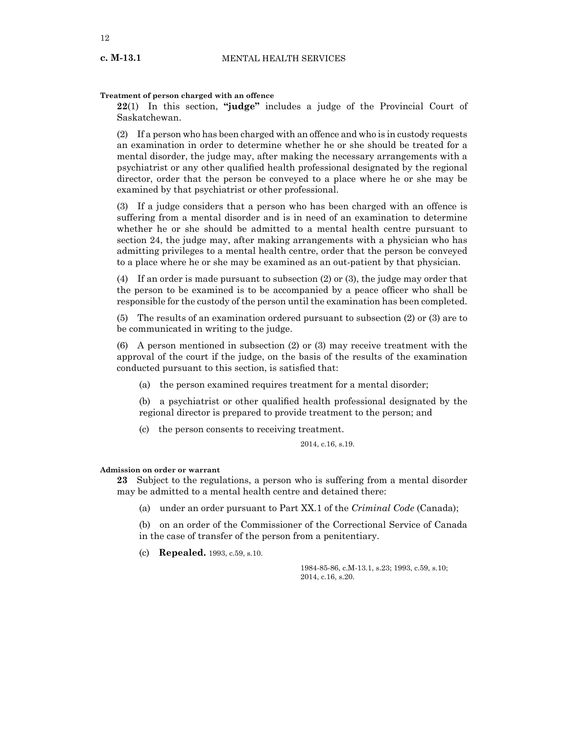**Treatment of person charged with an offence**

**22**(1) In this section, **"judge"** includes a judge of the Provincial Court of Saskatchewan.

(2) If a person who has been charged with an offence and who is in custody requests an examination in order to determine whether he or she should be treated for a mental disorder, the judge may, after making the necessary arrangements with a psychiatrist or any other qualified health professional designated by the regional director, order that the person be conveyed to a place where he or she may be examined by that psychiatrist or other professional.

(3) If a judge considers that a person who has been charged with an offence is suffering from a mental disorder and is in need of an examination to determine whether he or she should be admitted to a mental health centre pursuant to section 24, the judge may, after making arrangements with a physician who has admitting privileges to a mental health centre, order that the person be conveyed to a place where he or she may be examined as an out-patient by that physician.

(4) If an order is made pursuant to subsection (2) or (3), the judge may order that the person to be examined is to be accompanied by a peace officer who shall be responsible for the custody of the person until the examination has been completed.

(5) The results of an examination ordered pursuant to subsection (2) or (3) are to be communicated in writing to the judge.

(6) A person mentioned in subsection (2) or (3) may receive treatment with the approval of the court if the judge, on the basis of the results of the examination conducted pursuant to this section, is satisfied that:

(a) the person examined requires treatment for a mental disorder;

(b) a psychiatrist or other qualified health professional designated by the regional director is prepared to provide treatment to the person; and

(c) the person consents to receiving treatment.

2014, c.16, s.19.

**Admission on order or warrant**

**23** Subject to the regulations, a person who is suffering from a mental disorder may be admitted to a mental health centre and detained there:

(a) under an order pursuant to Part XX.1 of the *Criminal Code* (Canada);

(b) on an order of the Commissioner of the Correctional Service of Canada in the case of transfer of the person from a penitentiary.

(c) **Repealed.** 1993, c.59, s.10.

1984-85-86, c.M-13.1, s.23; 1993, c.59, s.10; 2014, c.16, s.20.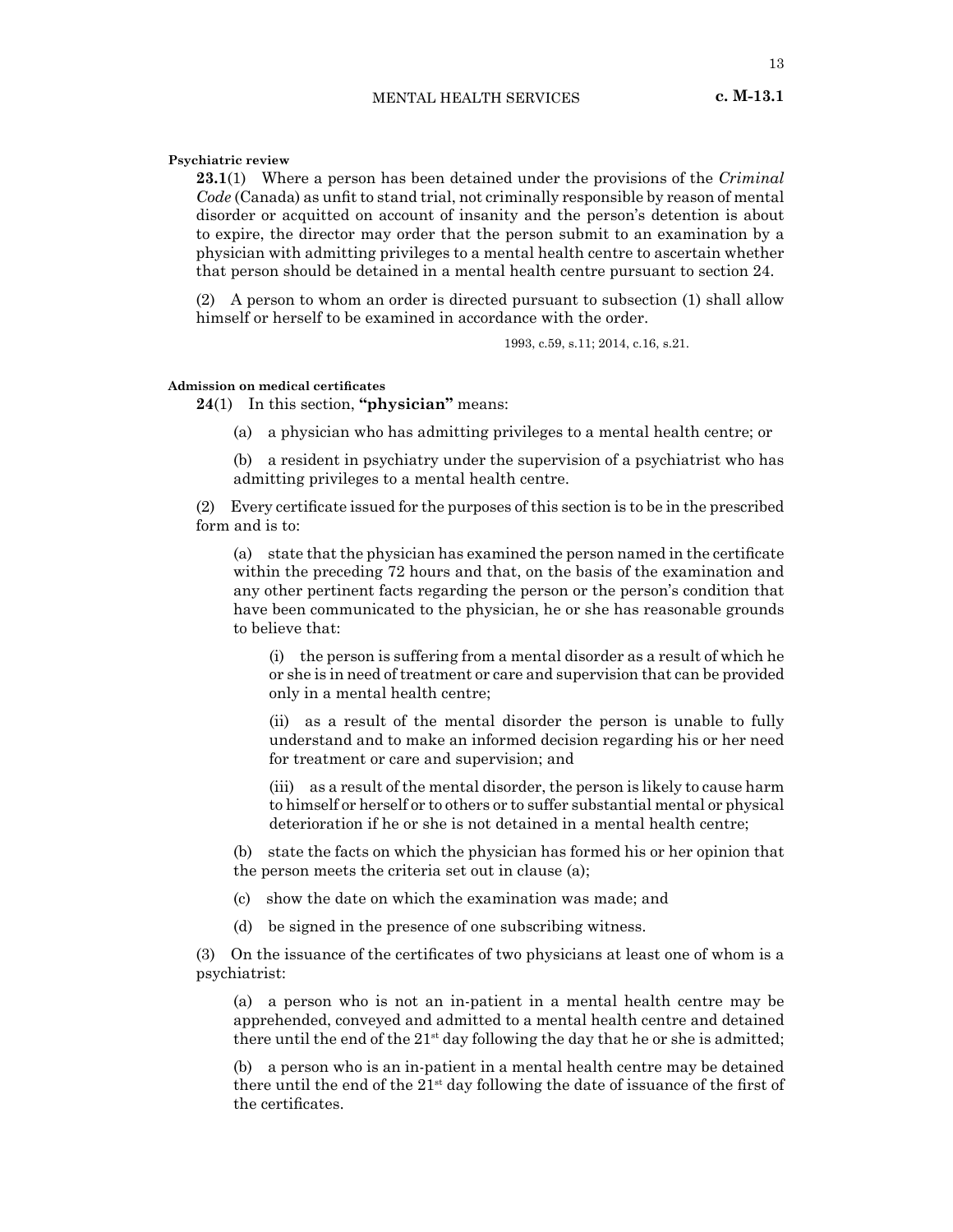**Psychiatric review**

**23.1**(1) Where a person has been detained under the provisions of the *Criminal Code* (Canada) as unfit to stand trial, not criminally responsible by reason of mental disorder or acquitted on account of insanity and the person's detention is about to expire, the director may order that the person submit to an examination by a physician with admitting privileges to a mental health centre to ascertain whether that person should be detained in a mental health centre pursuant to section 24.

(2) A person to whom an order is directed pursuant to subsection (1) shall allow himself or herself to be examined in accordance with the order.

1993, c.59, s.11; 2014, c.16, s.21.

**Admission on medical certificates**

**24**(1) In this section, **"physician"** means:

(a) a physician who has admitting privileges to a mental health centre; or

(b) a resident in psychiatry under the supervision of a psychiatrist who has admitting privileges to a mental health centre.

(2) Every certificate issued for the purposes of this section is to be in the prescribed form and is to:

(a) state that the physician has examined the person named in the certificate within the preceding 72 hours and that, on the basis of the examination and any other pertinent facts regarding the person or the person's condition that have been communicated to the physician, he or she has reasonable grounds to believe that:

(i) the person is suffering from a mental disorder as a result of which he or she is in need of treatment or care and supervision that can be provided only in a mental health centre;

(ii) as a result of the mental disorder the person is unable to fully understand and to make an informed decision regarding his or her need for treatment or care and supervision; and

(iii) as a result of the mental disorder, the person is likely to cause harm to himself or herself or to others or to suffer substantial mental or physical deterioration if he or she is not detained in a mental health centre;

(b) state the facts on which the physician has formed his or her opinion that the person meets the criteria set out in clause (a);

(c) show the date on which the examination was made; and

(d) be signed in the presence of one subscribing witness.

(3) On the issuance of the certificates of two physicians at least one of whom is a psychiatrist:

(a) a person who is not an in-patient in a mental health centre may be apprehended, conveyed and admitted to a mental health centre and detained there until the end of the 21st day following the day that he or she is admitted;

(b) a person who is an in-patient in a mental health centre may be detained there until the end of the 21st day following the date of issuance of the first of the certificates.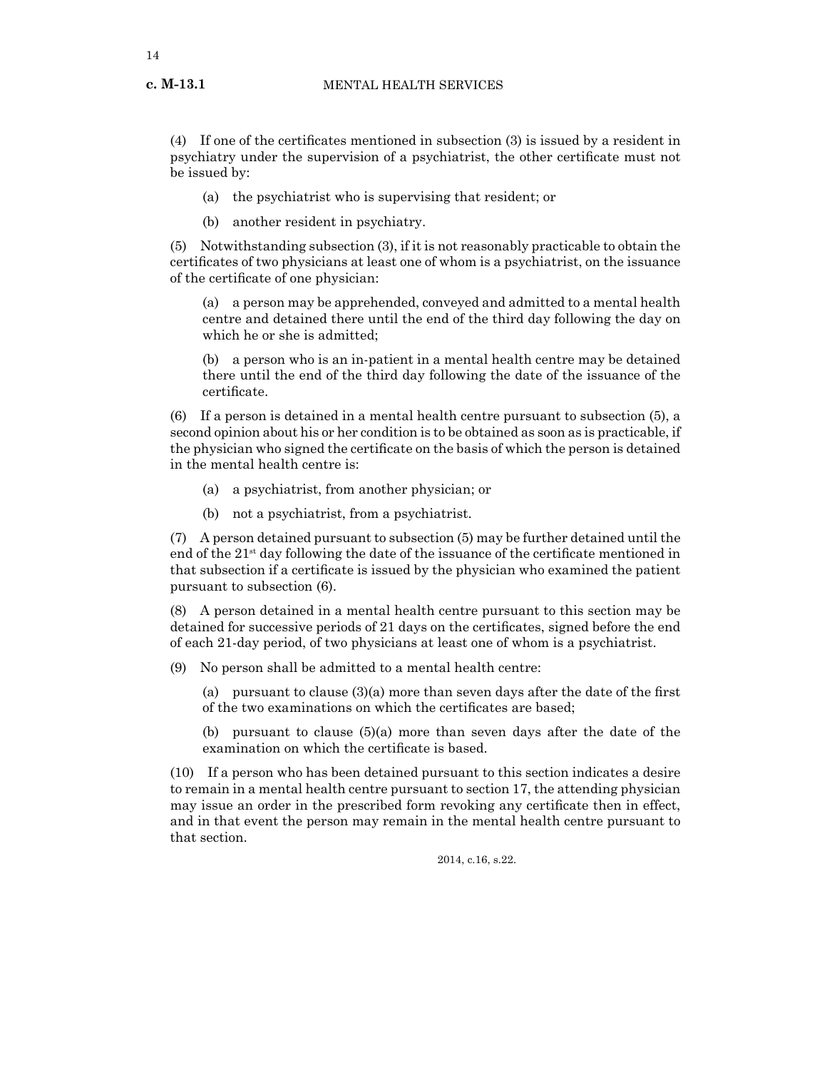(4) If one of the certificates mentioned in subsection (3) is issued by a resident in psychiatry under the supervision of a psychiatrist, the other certificate must not be issued by:

(a) the psychiatrist who is supervising that resident; or

(b) another resident in psychiatry.

(5) Notwithstanding subsection (3), if it is not reasonably practicable to obtain the certificates of two physicians at least one of whom is a psychiatrist, on the issuance of the certificate of one physician:

(a) a person may be apprehended, conveyed and admitted to a mental health centre and detained there until the end of the third day following the day on which he or she is admitted;

(b) a person who is an in-patient in a mental health centre may be detained there until the end of the third day following the date of the issuance of the certificate.

(6) If a person is detained in a mental health centre pursuant to subsection (5), a second opinion about his or her condition is to be obtained as soon as is practicable, if the physician who signed the certificate on the basis of which the person is detained in the mental health centre is:

(a) a psychiatrist, from another physician; or

(b) not a psychiatrist, from a psychiatrist.

(7) A person detained pursuant to subsection (5) may be further detained until the end of the 21st day following the date of the issuance of the certificate mentioned in that subsection if a certificate is issued by the physician who examined the patient pursuant to subsection (6).

(8) A person detained in a mental health centre pursuant to this section may be detained for successive periods of 21 days on the certificates, signed before the end of each 21-day period, of two physicians at least one of whom is a psychiatrist.

(9) No person shall be admitted to a mental health centre:

(a) pursuant to clause (3)(a) more than seven days after the date of the first of the two examinations on which the certificates are based;

(b) pursuant to clause (5)(a) more than seven days after the date of the examination on which the certificate is based.

(10) If a person who has been detained pursuant to this section indicates a desire to remain in a mental health centre pursuant to section 17, the attending physician may issue an order in the prescribed form revoking any certificate then in effect, and in that event the person may remain in the mental health centre pursuant to that section.

2014, c.16, s.22.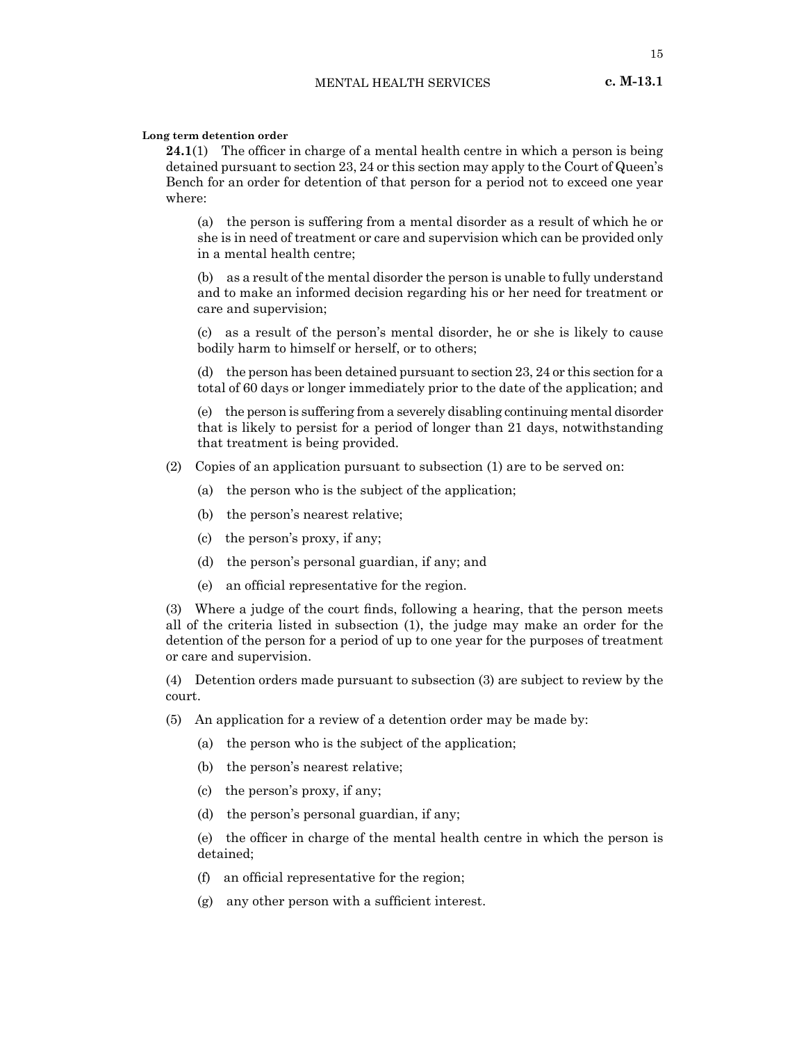**Long term detention order**

**24.1**(1) The officer in charge of a mental health centre in which a person is being detained pursuant to section 23, 24 or this section may apply to the Court of Queen's Bench for an order for detention of that person for a period not to exceed one year where:

(a) the person is suffering from a mental disorder as a result of which he or she is in need of treatment or care and supervision which can be provided only in a mental health centre;

(b) as a result of the mental disorder the person is unable to fully understand and to make an informed decision regarding his or her need for treatment or care and supervision;

(c) as a result of the person's mental disorder, he or she is likely to cause bodily harm to himself or herself, or to others;

(d) the person has been detained pursuant to section 23, 24 or this section for a total of 60 days or longer immediately prior to the date of the application; and

(e) the person is suffering from a severely disabling continuing mental disorder that is likely to persist for a period of longer than 21 days, notwithstanding that treatment is being provided.

(2) Copies of an application pursuant to subsection (1) are to be served on:

(a) the person who is the subject of the application;

(b) the person's nearest relative;

(c) the person's proxy, if any;

(d) the person's personal guardian, if any; and

(e) an official representative for the region.

(3) Where a judge of the court finds, following a hearing, that the person meets all of the criteria listed in subsection (1), the judge may make an order for the detention of the person for a period of up to one year for the purposes of treatment or care and supervision.

(4) Detention orders made pursuant to subsection (3) are subject to review by the court.

(5) An application for a review of a detention order may be made by:

(a) the person who is the subject of the application;

(b) the person's nearest relative;

(c) the person's proxy, if any;

(d) the person's personal guardian, if any;

(e) the officer in charge of the mental health centre in which the person is detained;

(f) an official representative for the region;

(g) any other person with a sufficient interest.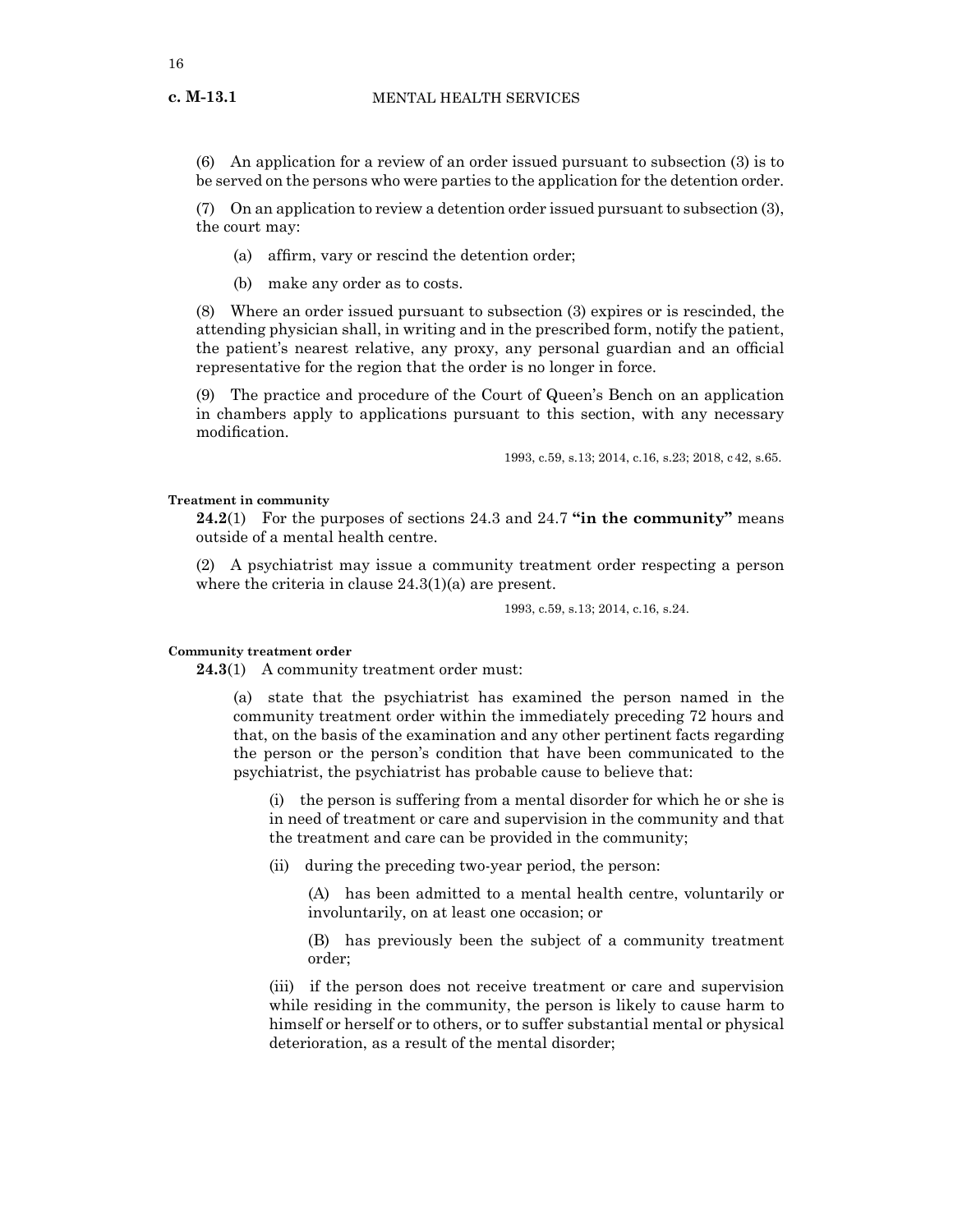(6) An application for a review of an order issued pursuant to subsection (3) is to be served on the persons who were parties to the application for the detention order.

(7) On an application to review a detention order issued pursuant to subsection (3), the court may:

(a) affirm, vary or rescind the detention order;

(b) make any order as to costs.

(8) Where an order issued pursuant to subsection (3) expires or is rescinded, the attending physician shall, in writing and in the prescribed form, notify the patient, the patient's nearest relative, any proxy, any personal guardian and an official representative for the region that the order is no longer in force.

(9) The practice and procedure of the Court of Queen's Bench on an application in chambers apply to applications pursuant to this section, with any necessary modification.

1993, c.59, s.13; 2014, c.16, s.23; 2018, c 42, s.65.

**Treatment in community**

**24.2**(1) For the purposes of sections 24.3 and 24.7 **"in the community"** means outside of a mental health centre.

(2) A psychiatrist may issue a community treatment order respecting a person where the criteria in clause 24.3(1)(a) are present.

1993, c.59, s.13; 2014, c.16, s.24.

**Community treatment order**

**24.3**(1) A community treatment order must:

(a) state that the psychiatrist has examined the person named in the community treatment order within the immediately preceding 72 hours and that, on the basis of the examination and any other pertinent facts regarding the person or the person's condition that have been communicated to the psychiatrist, the psychiatrist has probable cause to believe that:

(i) the person is suffering from a mental disorder for which he or she is in need of treatment or care and supervision in the community and that the treatment and care can be provided in the community;

(ii) during the preceding two-year period, the person:

(A) has been admitted to a mental health centre, voluntarily or involuntarily, on at least one occasion; or

(B) has previously been the subject of a community treatment order;

(iii) if the person does not receive treatment or care and supervision while residing in the community, the person is likely to cause harm to himself or herself or to others, or to suffer substantial mental or physical deterioration, as a result of the mental disorder;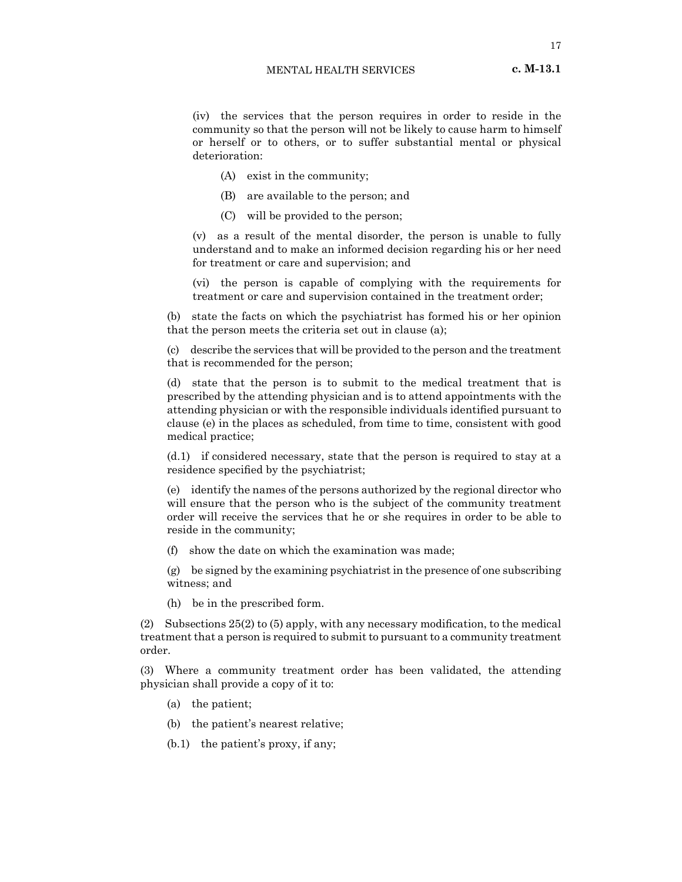(iv) the services that the person requires in order to reside in the community so that the person will not be likely to cause harm to himself or herself or to others, or to suffer substantial mental or physical deterioration:

(A) exist in the community;

(B) are available to the person; and

(C) will be provided to the person;

(v) as a result of the mental disorder, the person is unable to fully understand and to make an informed decision regarding his or her need for treatment or care and supervision; and

(vi) the person is capable of complying with the requirements for treatment or care and supervision contained in the treatment order;

(b) state the facts on which the psychiatrist has formed his or her opinion that the person meets the criteria set out in clause (a);

(c) describe the services that will be provided to the person and the treatment that is recommended for the person;

(d) state that the person is to submit to the medical treatment that is prescribed by the attending physician and is to attend appointments with the attending physician or with the responsible individuals identified pursuant to clause (e) in the places as scheduled, from time to time, consistent with good medical practice;

(d.1) if considered necessary, state that the person is required to stay at a residence specified by the psychiatrist;

(e) identify the names of the persons authorized by the regional director who will ensure that the person who is the subject of the community treatment order will receive the services that he or she requires in order to be able to reside in the community;

(f) show the date on which the examination was made;

(g) be signed by the examining psychiatrist in the presence of one subscribing witness; and

(h) be in the prescribed form.

(2) Subsections 25(2) to (5) apply, with any necessary modification, to the medical treatment that a person is required to submit to pursuant to a community treatment order.

(3) Where a community treatment order has been validated, the attending physician shall provide a copy of it to:

(a) the patient;

(b) the patient's nearest relative;

(b.1) the patient's proxy, if any;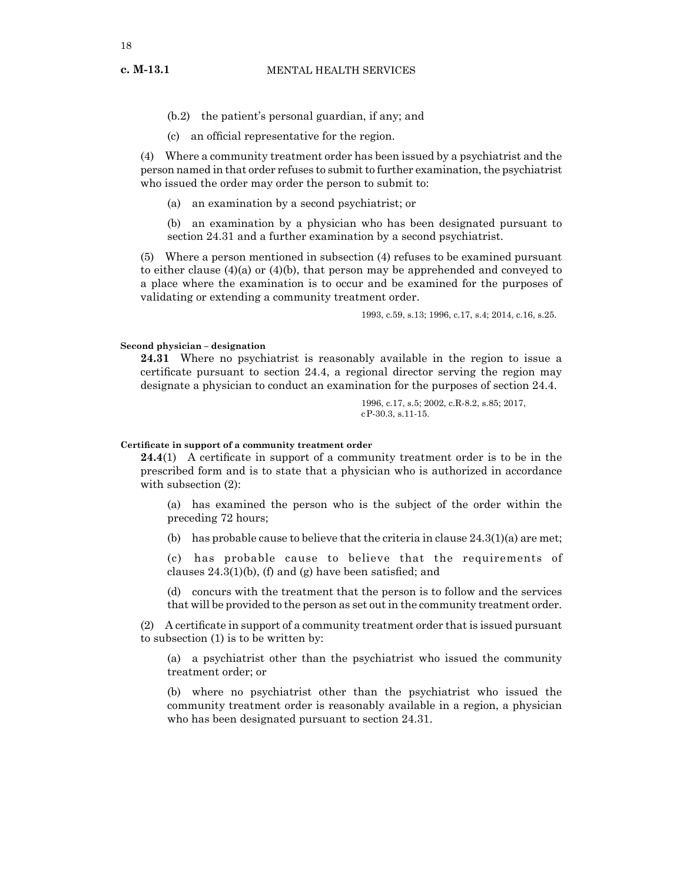(b.2) the patient's personal guardian, if any; and

(c) an official representative for the region.

(4) Where a community treatment order has been issued by a psychiatrist and the person named in that order refuses to submit to further examination, the psychiatrist who issued the order may order the person to submit to:

(a) an examination by a second psychiatrist; or

(b) an examination by a physician who has been designated pursuant to section 24.31 and a further examination by a second psychiatrist.

(5) Where a person mentioned in subsection (4) refuses to be examined pursuant to either clause (4)(a) or (4)(b), that person may be apprehended and conveyed to a place where the examination is to occur and be examined for the purposes of validating or extending a community treatment order.

1993, c.59, s.13; 1996, c.17, s.4; 2014, c.16, s.25.

**Second physician – designation**

**24.31** Where no psychiatrist is reasonably available in the region to issue a certificate pursuant to section 24.4, a regional director serving the region may designate a physician to conduct an examination for the purposes of section 24.4.

1996, c.17, s.5; 2002, c.R-8.2, s.85; 2017, cP-30.3, s.11-15.

**Certificate in support of a community treatment order**

**24.4**(1) A certificate in support of a community treatment order is to be in the prescribed form and is to state that a physician who is authorized in accordance with subsection (2):

(a) has examined the person who is the subject of the order within the preceding 72 hours;

(b) has probable cause to believe that the criteria in clause 24.3(1)(a) are met;

(c) has probable cause to believe that the requirements of clauses 24.3(1)(b), (f) and (g) have been satisfied; and

(d) concurs with the treatment that the person is to follow and the services that will be provided to the person as set out in the community treatment order.

(2) A certificate in support of a community treatment order that is issued pursuant to subsection (1) is to be written by:

(a) a psychiatrist other than the psychiatrist who issued the community treatment order; or

(b) where no psychiatrist other than the psychiatrist who issued the community treatment order is reasonably available in a region, a physician who has been designated pursuant to section 24.31.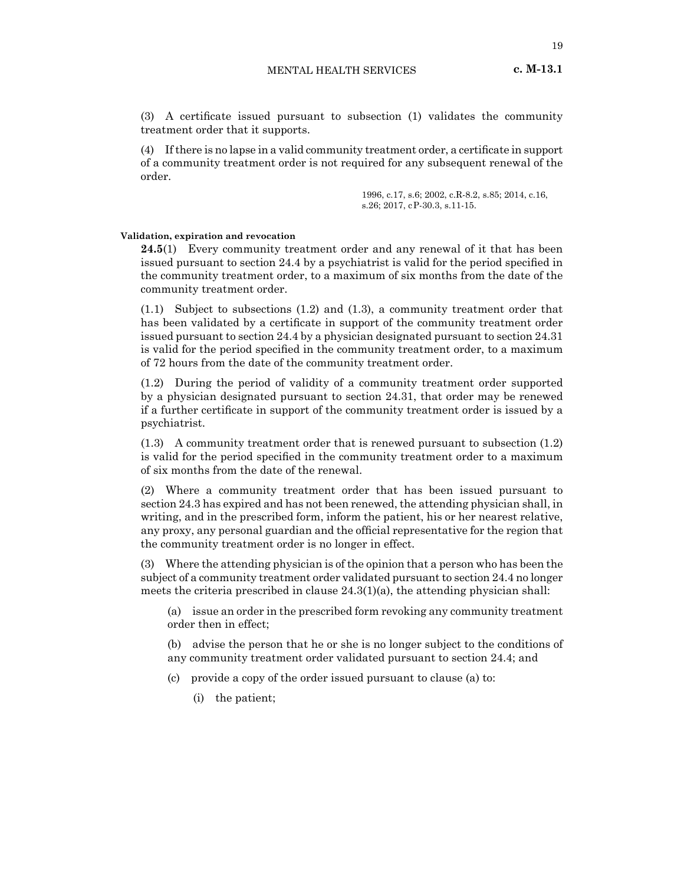(3) A certificate issued pursuant to subsection (1) validates the community treatment order that it supports.

(4) If there is no lapse in a valid community treatment order, a certificate in support of a community treatment order is not required for any subsequent renewal of the order.

1996, c.17, s.6; 2002, c.R-8.2, s.85; 2014, c.16, s.26; 2017, cP-30.3, s.11-15.

**Validation, expiration and revocation**

**24.5**(1) Every community treatment order and any renewal of it that has been issued pursuant to section 24.4 by a psychiatrist is valid for the period specified in the community treatment order, to a maximum of six months from the date of the community treatment order.

(1.1) Subject to subsections (1.2) and (1.3), a community treatment order that has been validated by a certificate in support of the community treatment order issued pursuant to section 24.4 by a physician designated pursuant to section 24.31 is valid for the period specified in the community treatment order, to a maximum of 72 hours from the date of the community treatment order.

(1.2) During the period of validity of a community treatment order supported by a physician designated pursuant to section 24.31, that order may be renewed if a further certificate in support of the community treatment order is issued by a psychiatrist.

(1.3) A community treatment order that is renewed pursuant to subsection (1.2) is valid for the period specified in the community treatment order to a maximum of six months from the date of the renewal.

(2) Where a community treatment order that has been issued pursuant to section 24.3 has expired and has not been renewed, the attending physician shall, in writing, and in the prescribed form, inform the patient, his or her nearest relative, any proxy, any personal guardian and the official representative for the region that the community treatment order is no longer in effect.

(3) Where the attending physician is of the opinion that a person who has been the subject of a community treatment order validated pursuant to section 24.4 no longer meets the criteria prescribed in clause 24.3(1)(a), the attending physician shall:

(a) issue an order in the prescribed form revoking any community treatment order then in effect;

(b) advise the person that he or she is no longer subject to the conditions of any community treatment order validated pursuant to section 24.4; and

(c) provide a copy of the order issued pursuant to clause (a) to:

(i) the patient;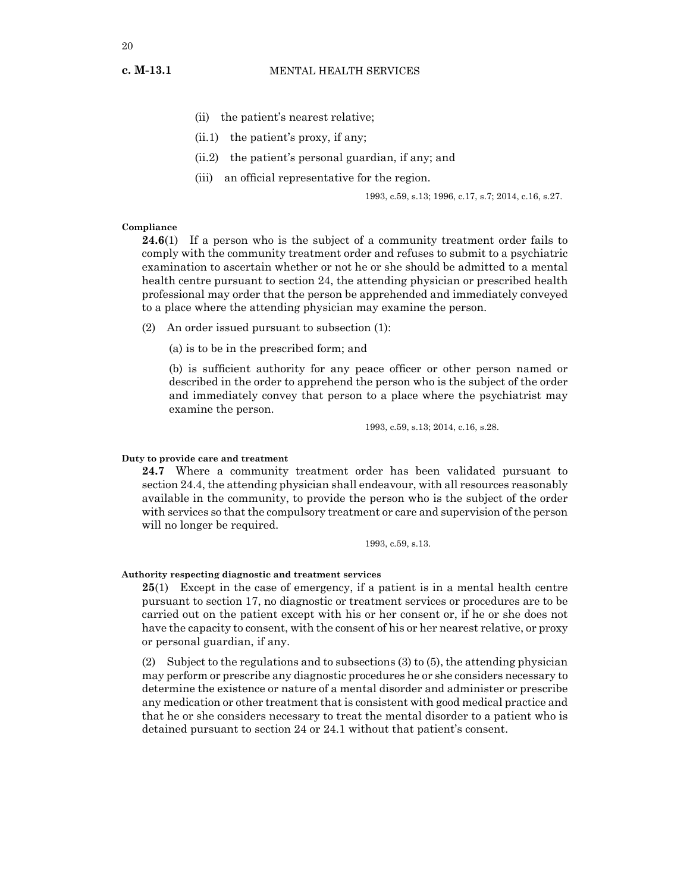(ii) the patient's nearest relative;

(ii.1) the patient's proxy, if any;

(ii.2) the patient's personal guardian, if any; and

(iii) an official representative for the region.

1993, c.59, s.13; 1996, c.17, s.7; 2014, c.16, s.27.

**Compliance**

**24.6**(1) If a person who is the subject of a community treatment order fails to comply with the community treatment order and refuses to submit to a psychiatric examination to ascertain whether or not he or she should be admitted to a mental health centre pursuant to section 24, the attending physician or prescribed health professional may order that the person be apprehended and immediately conveyed to a place where the attending physician may examine the person.

(2) An order issued pursuant to subsection (1):

(a) is to be in the prescribed form; and

(b) is sufficient authority for any peace officer or other person named or described in the order to apprehend the person who is the subject of the order and immediately convey that person to a place where the psychiatrist may examine the person.

1993, c.59, s.13; 2014, c.16, s.28.

**Duty to provide care and treatment**

**24.7** Where a community treatment order has been validated pursuant to section 24.4, the attending physician shall endeavour, with all resources reasonably available in the community, to provide the person who is the subject of the order with services so that the compulsory treatment or care and supervision of the person will no longer be required.

1993, c.59, s.13.

**Authority respecting diagnostic and treatment services**

**25**(1) Except in the case of emergency, if a patient is in a mental health centre pursuant to section 17, no diagnostic or treatment services or procedures are to be carried out on the patient except with his or her consent or, if he or she does not have the capacity to consent, with the consent of his or her nearest relative, or proxy or personal guardian, if any.

(2) Subject to the regulations and to subsections (3) to (5), the attending physician may perform or prescribe any diagnostic procedures he or she considers necessary to determine the existence or nature of a mental disorder and administer or prescribe any medication or other treatment that is consistent with good medical practice and that he or she considers necessary to treat the mental disorder to a patient who is detained pursuant to section 24 or 24.1 without that patient's consent.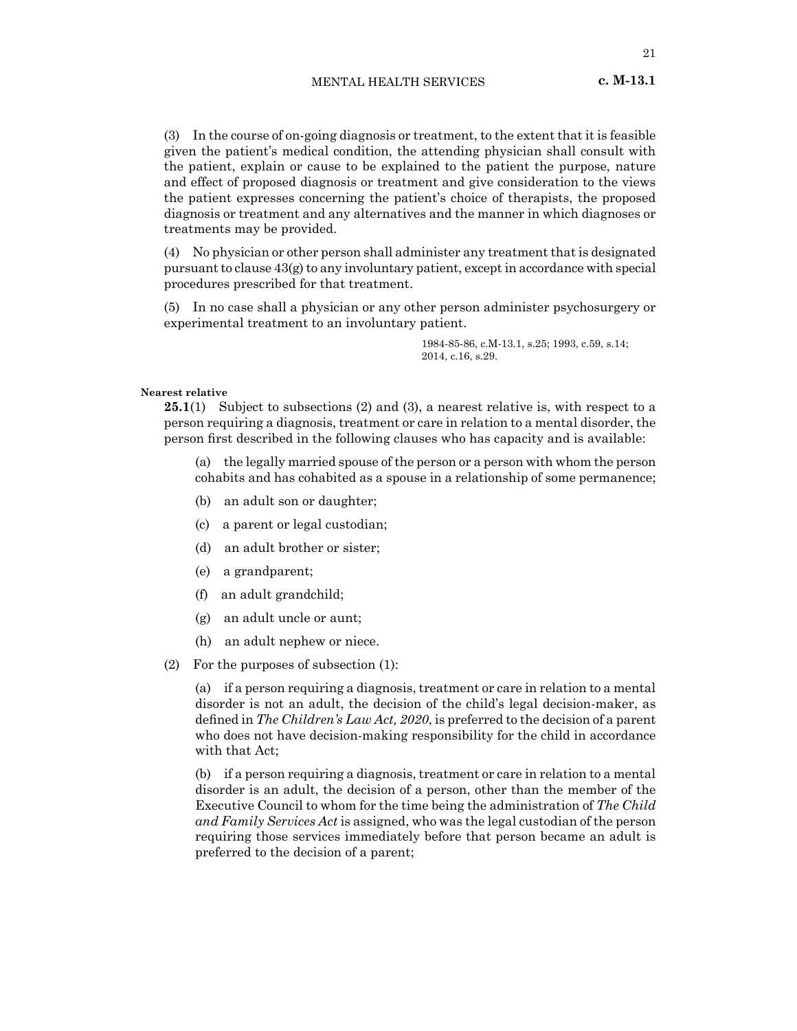(3) In the course of on-going diagnosis or treatment, to the extent that it is feasible given the patient's medical condition, the attending physician shall consult with the patient, explain or cause to be explained to the patient the purpose, nature and effect of proposed diagnosis or treatment and give consideration to the views the patient expresses concerning the patient's choice of therapists, the proposed diagnosis or treatment and any alternatives and the manner in which diagnoses or treatments may be provided.

(4) No physician or other person shall administer any treatment that is designated pursuant to clause 43(g) to any involuntary patient, except in accordance with special procedures prescribed for that treatment.

(5) In no case shall a physician or any other person administer psychosurgery or experimental treatment to an involuntary patient.

1984-85-86, c.M-13.1, s.25; 1993, c.59, s.14; 2014, c.16, s.29.

**Nearest relative**

**25.1**(1) Subject to subsections (2) and (3), a nearest relative is, with respect to a person requiring a diagnosis, treatment or care in relation to a mental disorder, the person first described in the following clauses who has capacity and is available:

(a) the legally married spouse of the person or a person with whom the person cohabits and has cohabited as a spouse in a relationship of some permanence;

(b) an adult son or daughter;

(c) a parent or legal custodian;

(d) an adult brother or sister;

(e) a grandparent;

(f) an adult grandchild;

(g) an adult uncle or aunt;

(h) an adult nephew or niece.

(2) For the purposes of subsection (1):

(a) if a person requiring a diagnosis, treatment or care in relation to a mental disorder is not an adult, the decision of the child's legal decision-maker, as defined in *The Children's Law Act, 2020*, is preferred to the decision of a parent who does not have decision-making responsibility for the child in accordance with that Act;

(b) if a person requiring a diagnosis, treatment or care in relation to a mental disorder is an adult, the decision of a person, other than the member of the Executive Council to whom for the time being the administration of *The Child and Family Services Act* is assigned, who was the legal custodian of the person requiring those services immediately before that person became an adult is preferred to the decision of a parent;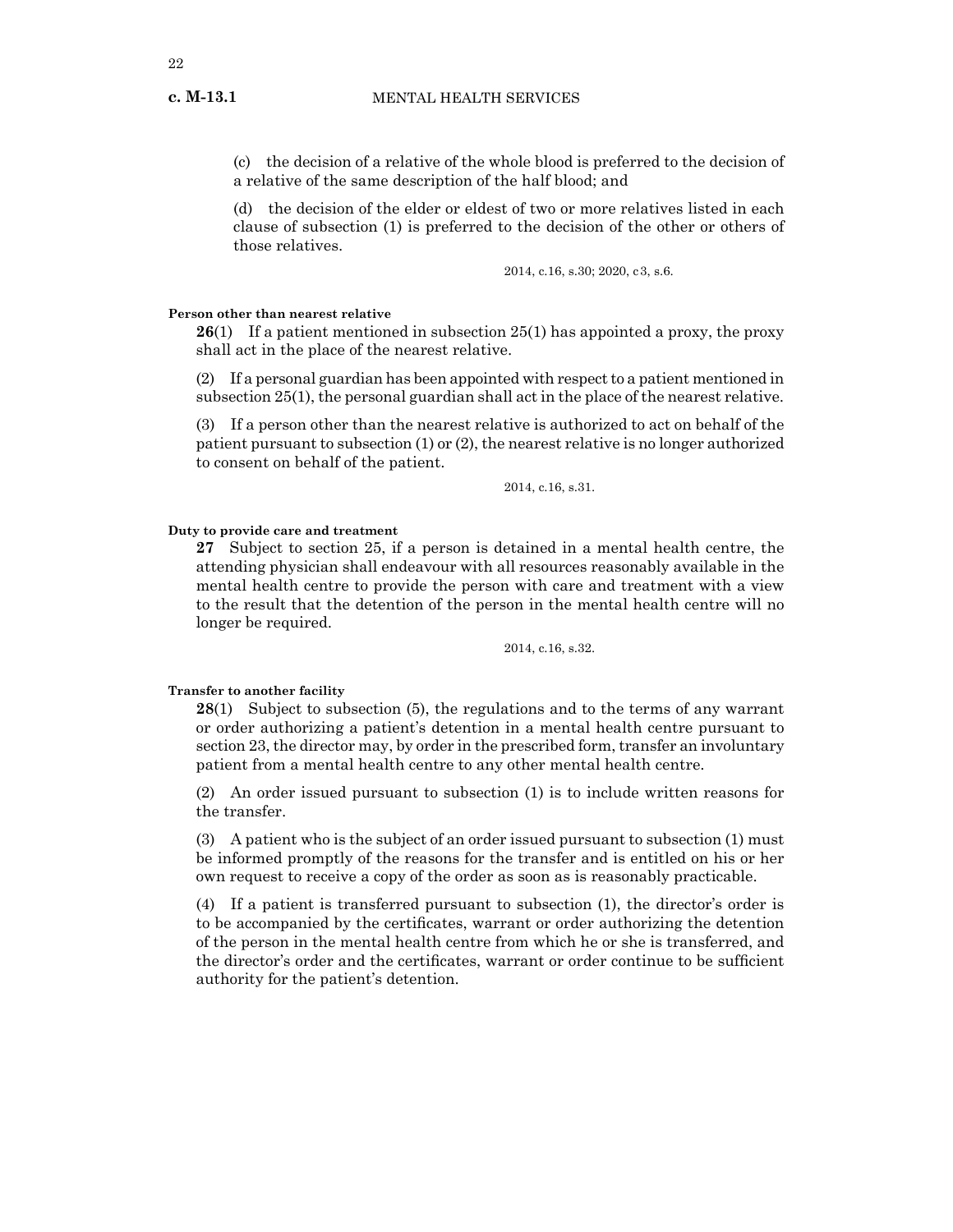(c) the decision of a relative of the whole blood is preferred to the decision of a relative of the same description of the half blood; and

(d) the decision of the elder or eldest of two or more relatives listed in each clause of subsection (1) is preferred to the decision of the other or others of those relatives.

2014, c.16, s.30; 2020, c3, s.6.

**Person other than nearest relative**

**26**(1) If a patient mentioned in subsection 25(1) has appointed a proxy, the proxy shall act in the place of the nearest relative.

(2) If a personal guardian has been appointed with respect to a patient mentioned in subsection 25(1), the personal guardian shall act in the place of the nearest relative.

(3) If a person other than the nearest relative is authorized to act on behalf of the patient pursuant to subsection (1) or (2), the nearest relative is no longer authorized to consent on behalf of the patient.

2014, c.16, s.31.

**Duty to provide care and treatment**

**27** Subject to section 25, if a person is detained in a mental health centre, the attending physician shall endeavour with all resources reasonably available in the mental health centre to provide the person with care and treatment with a view to the result that the detention of the person in the mental health centre will no longer be required.

2014, c.16, s.32.

**Transfer to another facility**

**28**(1) Subject to subsection (5), the regulations and to the terms of any warrant or order authorizing a patient's detention in a mental health centre pursuant to section 23, the director may, by order in the prescribed form, transfer an involuntary patient from a mental health centre to any other mental health centre.

(2) An order issued pursuant to subsection (1) is to include written reasons for the transfer.

(3) A patient who is the subject of an order issued pursuant to subsection (1) must be informed promptly of the reasons for the transfer and is entitled on his or her own request to receive a copy of the order as soon as is reasonably practicable.

(4) If a patient is transferred pursuant to subsection (1), the director's order is to be accompanied by the certificates, warrant or order authorizing the detention of the person in the mental health centre from which he or she is transferred, and the director's order and the certificates, warrant or order continue to be sufficient authority for the patient's detention.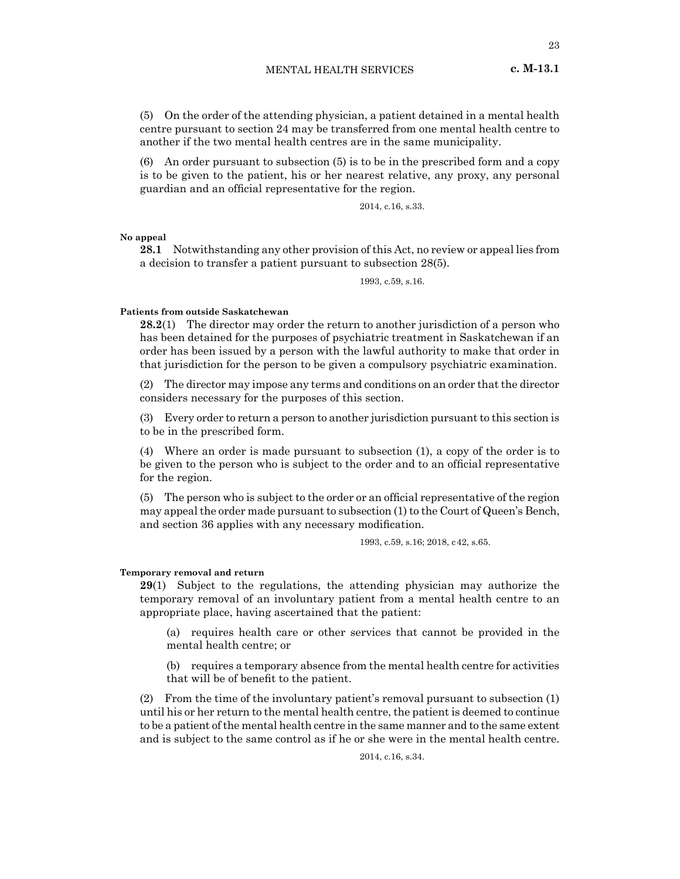(5) On the order of the attending physician, a patient detained in a mental health centre pursuant to section 24 may be transferred from one mental health centre to another if the two mental health centres are in the same municipality.

(6) An order pursuant to subsection (5) is to be in the prescribed form and a copy is to be given to the patient, his or her nearest relative, any proxy, any personal guardian and an official representative for the region.

2014, c.16, s.33.

**No appeal**

**28.1** Notwithstanding any other provision of this Act, no review or appeal lies from a decision to transfer a patient pursuant to subsection 28(5).

1993, c.59, s.16.

**Patients from outside Saskatchewan**

**28.2**(1) The director may order the return to another jurisdiction of a person who has been detained for the purposes of psychiatric treatment in Saskatchewan if an order has been issued by a person with the lawful authority to make that order in that jurisdiction for the person to be given a compulsory psychiatric examination.

(2) The director may impose any terms and conditions on an order that the director considers necessary for the purposes of this section.

(3) Every order to return a person to another jurisdiction pursuant to this section is to be in the prescribed form.

(4) Where an order is made pursuant to subsection (1), a copy of the order is to be given to the person who is subject to the order and to an official representative for the region.

(5) The person who is subject to the order or an official representative of the region may appeal the order made pursuant to subsection (1) to the Court of Queen's Bench, and section 36 applies with any necessary modification.

1993, c.59, s.16; 2018, c42, s.65.

**Temporary removal and return**

**29**(1) Subject to the regulations, the attending physician may authorize the temporary removal of an involuntary patient from a mental health centre to an appropriate place, having ascertained that the patient:

(a) requires health care or other services that cannot be provided in the mental health centre; or

(b) requires a temporary absence from the mental health centre for activities that will be of benefit to the patient.

(2) From the time of the involuntary patient's removal pursuant to subsection (1) until his or her return to the mental health centre, the patient is deemed to continue to be a patient of the mental health centre in the same manner and to the same extent and is subject to the same control as if he or she were in the mental health centre.

2014, c.16, s.34.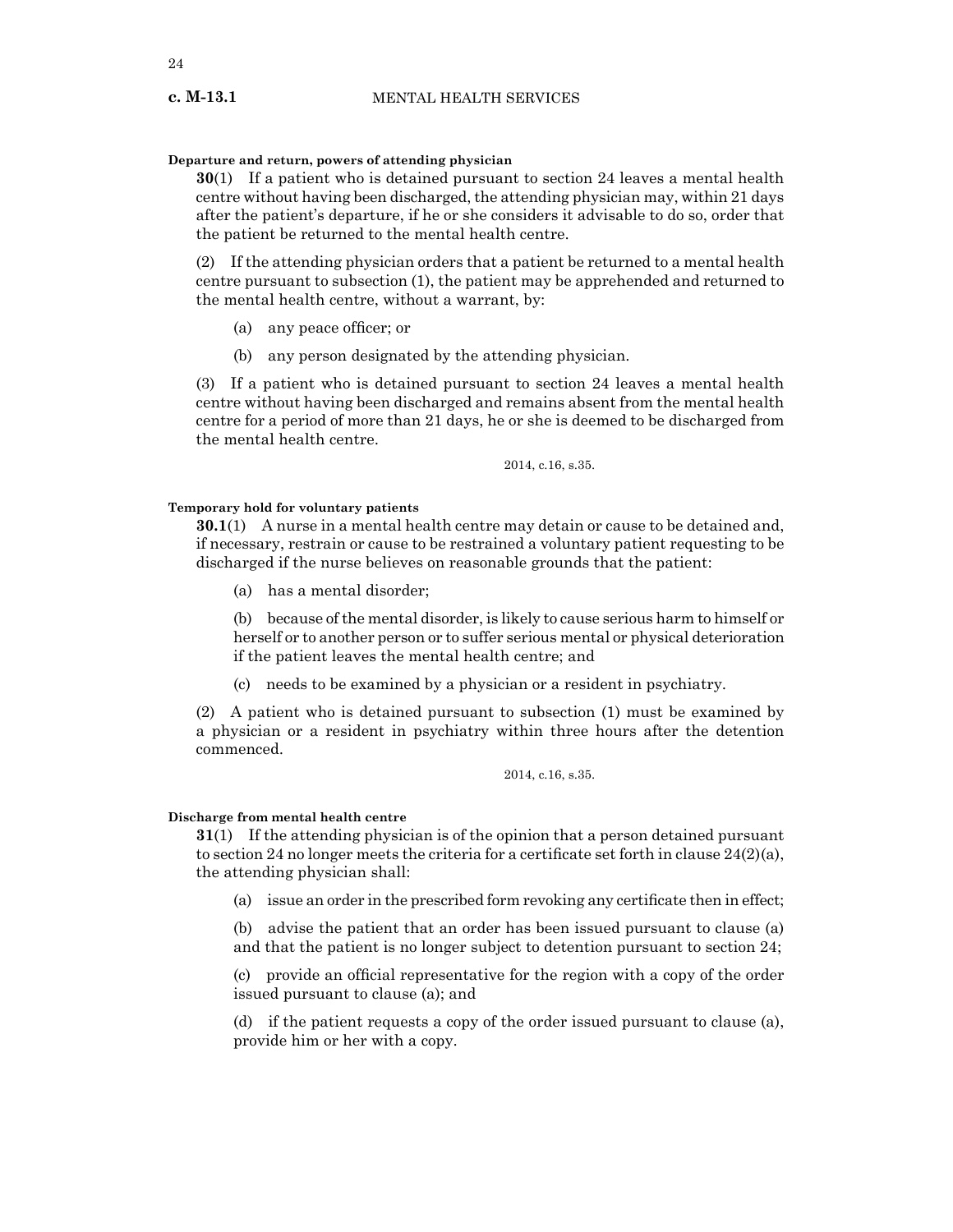**Departure and return, powers of attending physician**

**30**(1) If a patient who is detained pursuant to section 24 leaves a mental health centre without having been discharged, the attending physician may, within 21 days after the patient's departure, if he or she considers it advisable to do so, order that the patient be returned to the mental health centre.

(2) If the attending physician orders that a patient be returned to a mental health centre pursuant to subsection (1), the patient may be apprehended and returned to the mental health centre, without a warrant, by:

(a) any peace officer; or

(b) any person designated by the attending physician.

(3) If a patient who is detained pursuant to section 24 leaves a mental health centre without having been discharged and remains absent from the mental health centre for a period of more than 21 days, he or she is deemed to be discharged from the mental health centre.

2014, c.16, s.35.

**Temporary hold for voluntary patients**

**30.1**(1) A nurse in a mental health centre may detain or cause to be detained and, if necessary, restrain or cause to be restrained a voluntary patient requesting to be discharged if the nurse believes on reasonable grounds that the patient:

(a) has a mental disorder;

(b) because of the mental disorder, is likely to cause serious harm to himself or herself or to another person or to suffer serious mental or physical deterioration if the patient leaves the mental health centre; and

(c) needs to be examined by a physician or a resident in psychiatry.

(2) A patient who is detained pursuant to subsection (1) must be examined by a physician or a resident in psychiatry within three hours after the detention commenced.

2014, c.16, s.35.

**Discharge from mental health centre**

**31**(1) If the attending physician is of the opinion that a person detained pursuant to section 24 no longer meets the criteria for a certificate set forth in clause 24(2)(a), the attending physician shall:

(a) issue an order in the prescribed form revoking any certificate then in effect;

(b) advise the patient that an order has been issued pursuant to clause (a) and that the patient is no longer subject to detention pursuant to section 24;

(c) provide an official representative for the region with a copy of the order issued pursuant to clause (a); and

(d) if the patient requests a copy of the order issued pursuant to clause (a), provide him or her with a copy.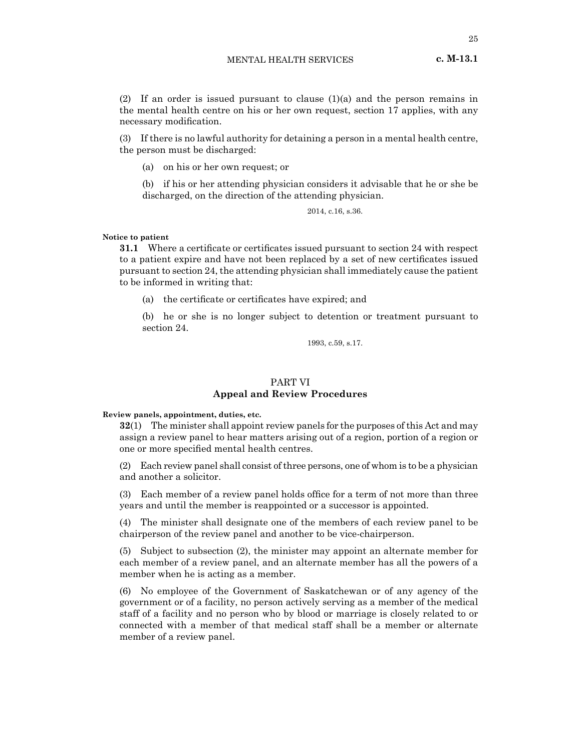(2) If an order is issued pursuant to clause (1)(a) and the person remains in the mental health centre on his or her own request, section 17 applies, with any necessary modification.

(3) If there is no lawful authority for detaining a person in a mental health centre, the person must be discharged:

(a) on his or her own request; or

(b) if his or her attending physician considers it advisable that he or she be discharged, on the direction of the attending physician.

2014, c.16, s.36.

**Notice to patient**

**31.1** Where a certificate or certificates issued pursuant to section 24 with respect to a patient expire and have not been replaced by a set of new certificates issued pursuant to section 24, the attending physician shall immediately cause the patient to be informed in writing that:

(a) the certificate or certificates have expired; and

(b) he or she is no longer subject to detention or treatment pursuant to section 24.

1993, c.59, s.17.

## PART VI
## Appeal and Review Procedures

**Review panels, appointment, duties, etc.**

**32**(1) The minister shall appoint review panels for the purposes of this Act and may assign a review panel to hear matters arising out of a region, portion of a region or one or more specified mental health centres.

(2) Each review panel shall consist of three persons, one of whom is to be a physician and another a solicitor.

(3) Each member of a review panel holds office for a term of not more than three years and until the member is reappointed or a successor is appointed.

(4) The minister shall designate one of the members of each review panel to be chairperson of the review panel and another to be vice-chairperson.

(5) Subject to subsection (2), the minister may appoint an alternate member for each member of a review panel, and an alternate member has all the powers of a member when he is acting as a member.

(6) No employee of the Government of Saskatchewan or of any agency of the government or of a facility, no person actively serving as a member of the medical staff of a facility and no person who by blood or marriage is closely related to or connected with a member of that medical staff shall be a member or alternate member of a review panel.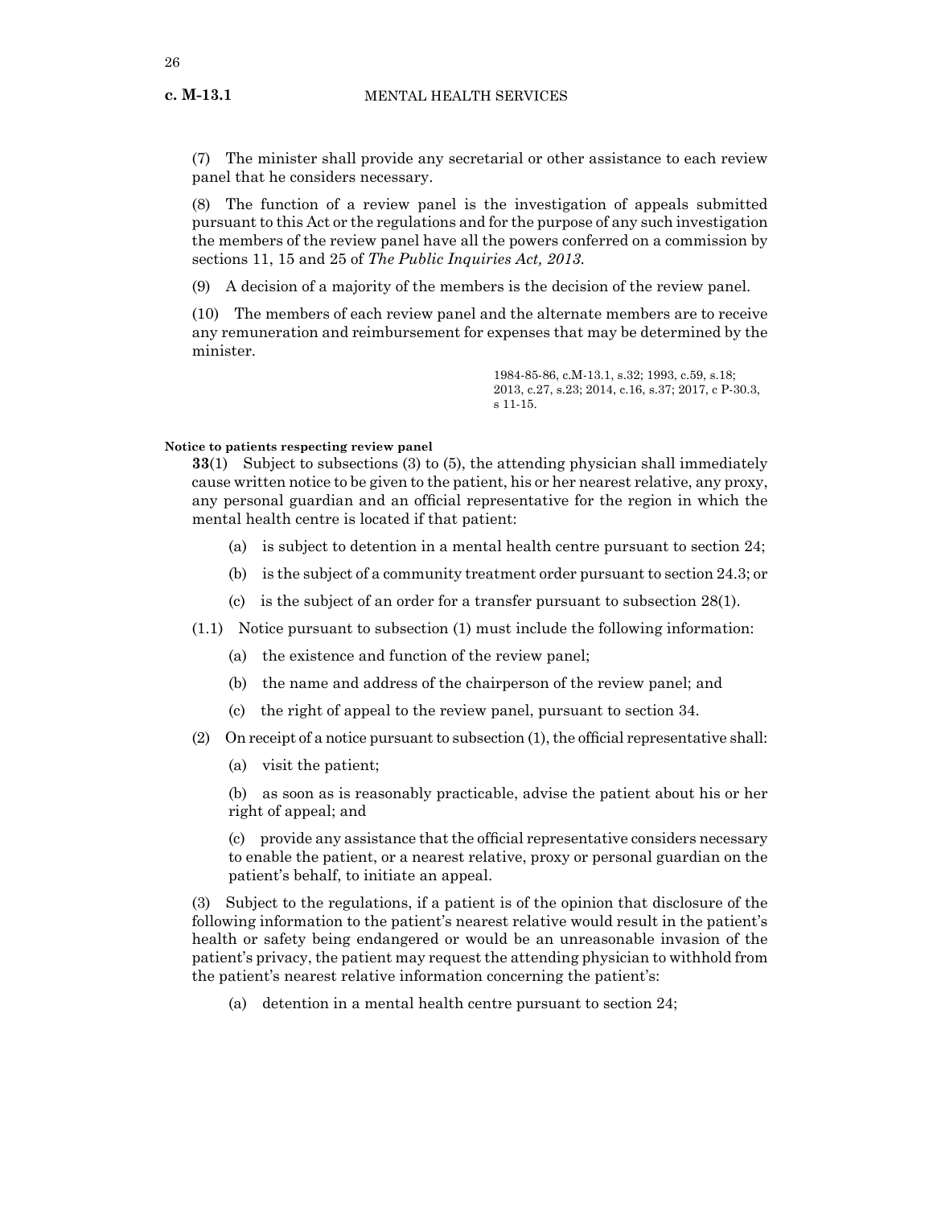(7) The minister shall provide any secretarial or other assistance to each review panel that he considers necessary.

(8) The function of a review panel is the investigation of appeals submitted pursuant to this Act or the regulations and for the purpose of any such investigation the members of the review panel have all the powers conferred on a commission by sections 11, 15 and 25 of *The Public Inquiries Act, 2013*.

(9) A decision of a majority of the members is the decision of the review panel.

(10) The members of each review panel and the alternate members are to receive any remuneration and reimbursement for expenses that may be determined by the minister.

1984-85-86, c.M-13.1, s.32; 1993, c.59, s.18; 2013, c.27, s.23; 2014, c.16, s.37; 2017, c P-30.3, s 11-15.

**Notice to patients respecting review panel**

**33**(1) Subject to subsections (3) to (5), the attending physician shall immediately cause written notice to be given to the patient, his or her nearest relative, any proxy, any personal guardian and an official representative for the region in which the mental health centre is located if that patient:

(a) is subject to detention in a mental health centre pursuant to section 24;

(b) is the subject of a community treatment order pursuant to section 24.3; or

(c) is the subject of an order for a transfer pursuant to subsection 28(1).

(1.1) Notice pursuant to subsection (1) must include the following information:

(a) the existence and function of the review panel;

(b) the name and address of the chairperson of the review panel; and

(c) the right of appeal to the review panel, pursuant to section 34.

(2) On receipt of a notice pursuant to subsection (1), the official representative shall:

(a) visit the patient;

(b) as soon as is reasonably practicable, advise the patient about his or her right of appeal; and

(c) provide any assistance that the official representative considers necessary to enable the patient, or a nearest relative, proxy or personal guardian on the patient's behalf, to initiate an appeal.

(3) Subject to the regulations, if a patient is of the opinion that disclosure of the following information to the patient's nearest relative would result in the patient's health or safety being endangered or would be an unreasonable invasion of the patient's privacy, the patient may request the attending physician to withhold from the patient's nearest relative information concerning the patient's:

(a) detention in a mental health centre pursuant to section 24;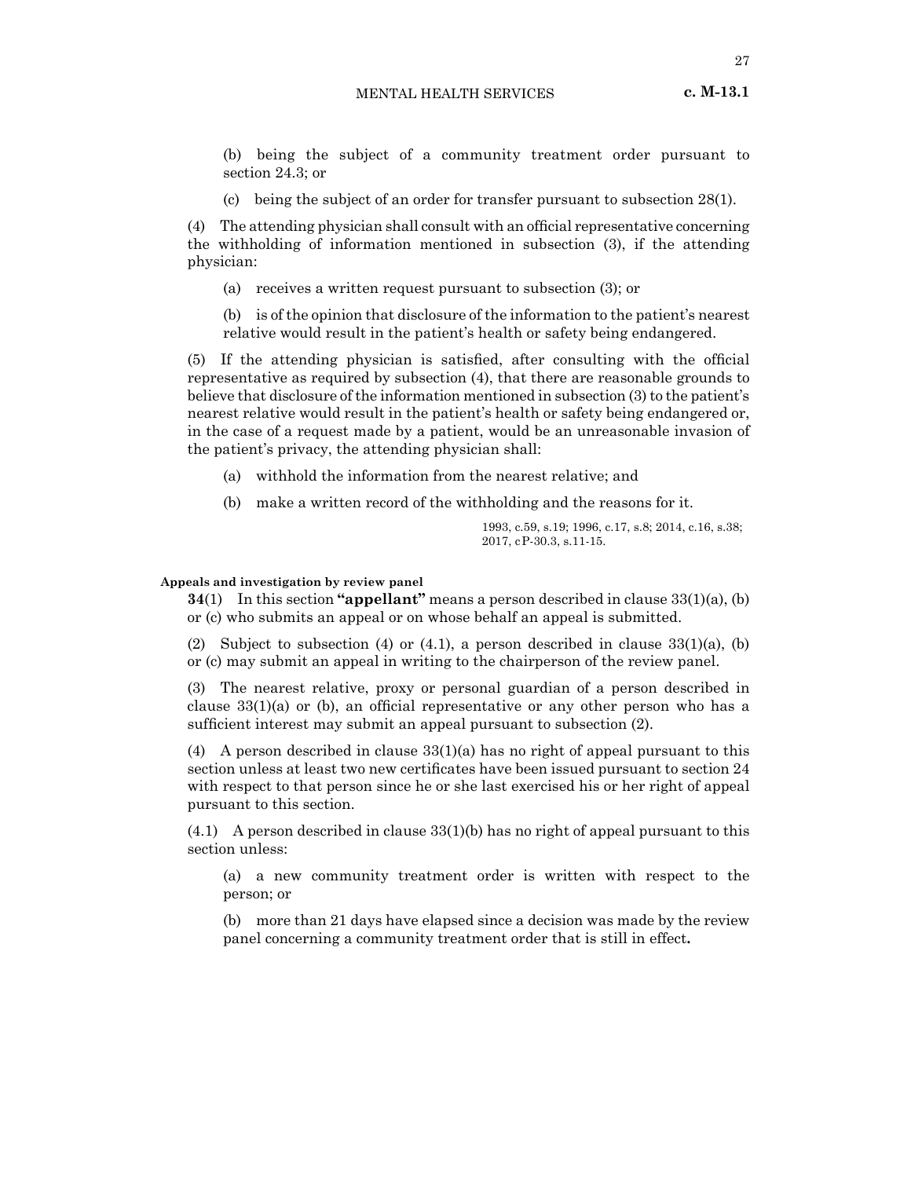(b) being the subject of a community treatment order pursuant to section 24.3; or

(c) being the subject of an order for transfer pursuant to subsection 28(1).

(4) The attending physician shall consult with an official representative concerning the withholding of information mentioned in subsection (3), if the attending physician:

(a) receives a written request pursuant to subsection (3); or

(b) is of the opinion that disclosure of the information to the patient's nearest relative would result in the patient's health or safety being endangered.

(5) If the attending physician is satisfied, after consulting with the official representative as required by subsection (4), that there are reasonable grounds to believe that disclosure of the information mentioned in subsection (3) to the patient's nearest relative would result in the patient's health or safety being endangered or, in the case of a request made by a patient, would be an unreasonable invasion of the patient's privacy, the attending physician shall:

(a) withhold the information from the nearest relative; and

(b) make a written record of the withholding and the reasons for it.

1993, c.59, s.19; 1996, c.17, s.8; 2014, c.16, s.38; 2017, cP-30.3, s.11-15.

**Appeals and investigation by review panel**

**34**(1) In this section **"appellant"** means a person described in clause 33(1)(a), (b) or (c) who submits an appeal or on whose behalf an appeal is submitted.

(2) Subject to subsection (4) or (4.1), a person described in clause 33(1)(a), (b) or (c) may submit an appeal in writing to the chairperson of the review panel.

(3) The nearest relative, proxy or personal guardian of a person described in clause 33(1)(a) or (b), an official representative or any other person who has a sufficient interest may submit an appeal pursuant to subsection (2).

(4) A person described in clause 33(1)(a) has no right of appeal pursuant to this section unless at least two new certificates have been issued pursuant to section 24 with respect to that person since he or she last exercised his or her right of appeal pursuant to this section.

(4.1) A person described in clause 33(1)(b) has no right of appeal pursuant to this section unless:

(a) a new community treatment order is written with respect to the person; or

(b) more than 21 days have elapsed since a decision was made by the review panel concerning a community treatment order that is still in effect.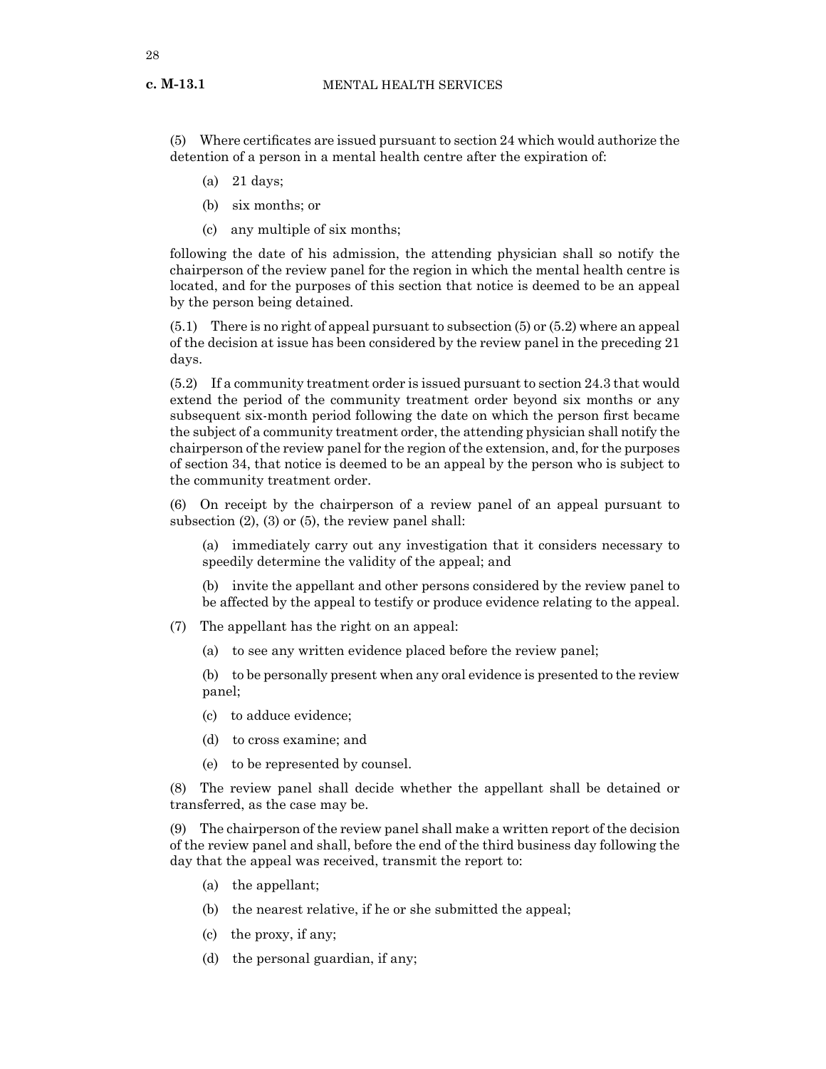(5) Where certificates are issued pursuant to section 24 which would authorize the detention of a person in a mental health centre after the expiration of:

(a) 21 days;

(b) six months; or

(c) any multiple of six months;

following the date of his admission, the attending physician shall so notify the chairperson of the review panel for the region in which the mental health centre is located, and for the purposes of this section that notice is deemed to be an appeal by the person being detained.

(5.1) There is no right of appeal pursuant to subsection (5) or (5.2) where an appeal of the decision at issue has been considered by the review panel in the preceding 21 days.

(5.2) If a community treatment order is issued pursuant to section 24.3 that would extend the period of the community treatment order beyond six months or any subsequent six-month period following the date on which the person first became the subject of a community treatment order, the attending physician shall notify the chairperson of the review panel for the region of the extension, and, for the purposes of section 34, that notice is deemed to be an appeal by the person who is subject to the community treatment order.

(6) On receipt by the chairperson of a review panel of an appeal pursuant to subsection (2), (3) or (5), the review panel shall:

(a) immediately carry out any investigation that it considers necessary to speedily determine the validity of the appeal; and

(b) invite the appellant and other persons considered by the review panel to be affected by the appeal to testify or produce evidence relating to the appeal.

(7) The appellant has the right on an appeal:

(a) to see any written evidence placed before the review panel;

(b) to be personally present when any oral evidence is presented to the review panel;

(c) to adduce evidence;

(d) to cross examine; and

(e) to be represented by counsel.

(8) The review panel shall decide whether the appellant shall be detained or transferred, as the case may be.

(9) The chairperson of the review panel shall make a written report of the decision of the review panel and shall, before the end of the third business day following the day that the appeal was received, transmit the report to:

(a) the appellant;

(b) the nearest relative, if he or she submitted the appeal;

(c) the proxy, if any;

(d) the personal guardian, if any;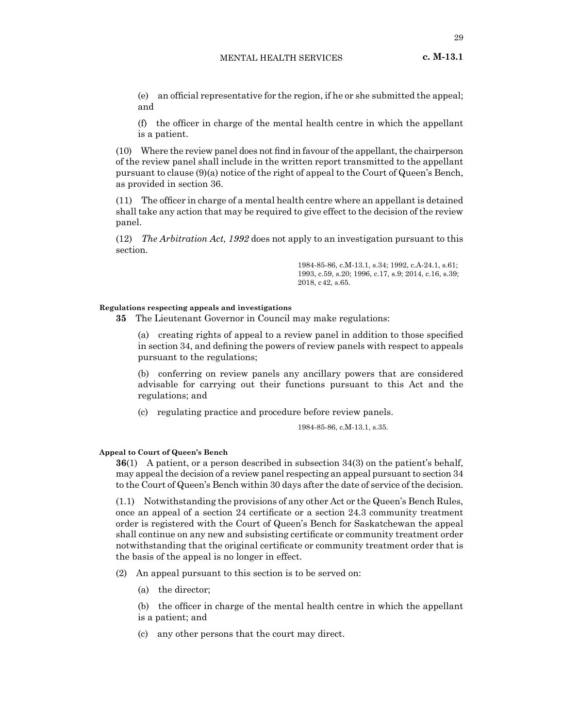(e) an official representative for the region, if he or she submitted the appeal; and

(f) the officer in charge of the mental health centre in which the appellant is a patient.

(10) Where the review panel does not find in favour of the appellant, the chairperson of the review panel shall include in the written report transmitted to the appellant pursuant to clause (9)(a) notice of the right of appeal to the Court of Queen's Bench, as provided in section 36.

(11) The officer in charge of a mental health centre where an appellant is detained shall take any action that may be required to give effect to the decision of the review panel.

(12) *The Arbitration Act, 1992* does not apply to an investigation pursuant to this section.

1984-85-86, c.M-13.1, s.34; 1992, c.A-24.1, s.61; 1993, c.59, s.20; 1996, c.17, s.9; 2014, c.16, s.39; 2018, c42, s.65.

#### Regulations respecting appeals and investigations

**35** The Lieutenant Governor in Council may make regulations:

(a) creating rights of appeal to a review panel in addition to those specified in section 34, and defining the powers of review panels with respect to appeals pursuant to the regulations;

(b) conferring on review panels any ancillary powers that are considered advisable for carrying out their functions pursuant to this Act and the regulations; and

(c) regulating practice and procedure before review panels.

1984-85-86, c.M-13.1, s.35.

#### Appeal to Court of Queen's Bench

**36**(1) A patient, or a person described in subsection 34(3) on the patient's behalf, may appeal the decision of a review panel respecting an appeal pursuant to section 34 to the Court of Queen's Bench within 30 days after the date of service of the decision.

(1.1) Notwithstanding the provisions of any other Act or the Queen's Bench Rules, once an appeal of a section 24 certificate or a section 24.3 community treatment order is registered with the Court of Queen's Bench for Saskatchewan the appeal shall continue on any new and subsisting certificate or community treatment order notwithstanding that the original certificate or community treatment order that is the basis of the appeal is no longer in effect.

(2) An appeal pursuant to this section is to be served on:

(a) the director;

(b) the officer in charge of the mental health centre in which the appellant is a patient; and

(c) any other persons that the court may direct.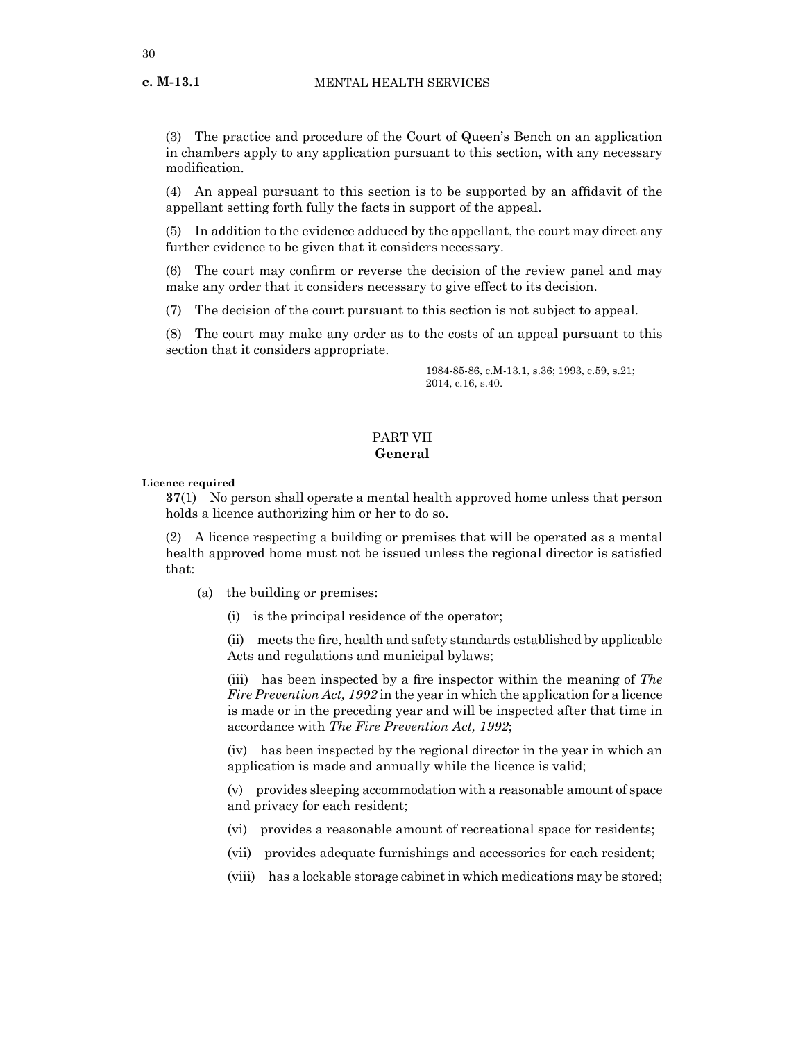(3) The practice and procedure of the Court of Queen's Bench on an application in chambers apply to any application pursuant to this section, with any necessary modification.

(4) An appeal pursuant to this section is to be supported by an affidavit of the appellant setting forth fully the facts in support of the appeal.

(5) In addition to the evidence adduced by the appellant, the court may direct any further evidence to be given that it considers necessary.

(6) The court may confirm or reverse the decision of the review panel and may make any order that it considers necessary to give effect to its decision.

(7) The decision of the court pursuant to this section is not subject to appeal.

(8) The court may make any order as to the costs of an appeal pursuant to this section that it considers appropriate.

1984-85-86, c.M-13.1, s.36; 1993, c.59, s.21; 2014, c.16, s.40.

## PART VII
## General

**Licence required**

**37**(1) No person shall operate a mental health approved home unless that person holds a licence authorizing him or her to do so.

(2) A licence respecting a building or premises that will be operated as a mental health approved home must not be issued unless the regional director is satisfied that:

(a) the building or premises:

(i) is the principal residence of the operator;

(ii) meets the fire, health and safety standards established by applicable Acts and regulations and municipal bylaws;

(iii) has been inspected by a fire inspector within the meaning of *The Fire Prevention Act, 1992* in the year in which the application for a licence is made or in the preceding year and will be inspected after that time in accordance with *The Fire Prevention Act, 1992*;

(iv) has been inspected by the regional director in the year in which an application is made and annually while the licence is valid;

(v) provides sleeping accommodation with a reasonable amount of space and privacy for each resident;

(vi) provides a reasonable amount of recreational space for residents;

(vii) provides adequate furnishings and accessories for each resident;

(viii) has a lockable storage cabinet in which medications may be stored;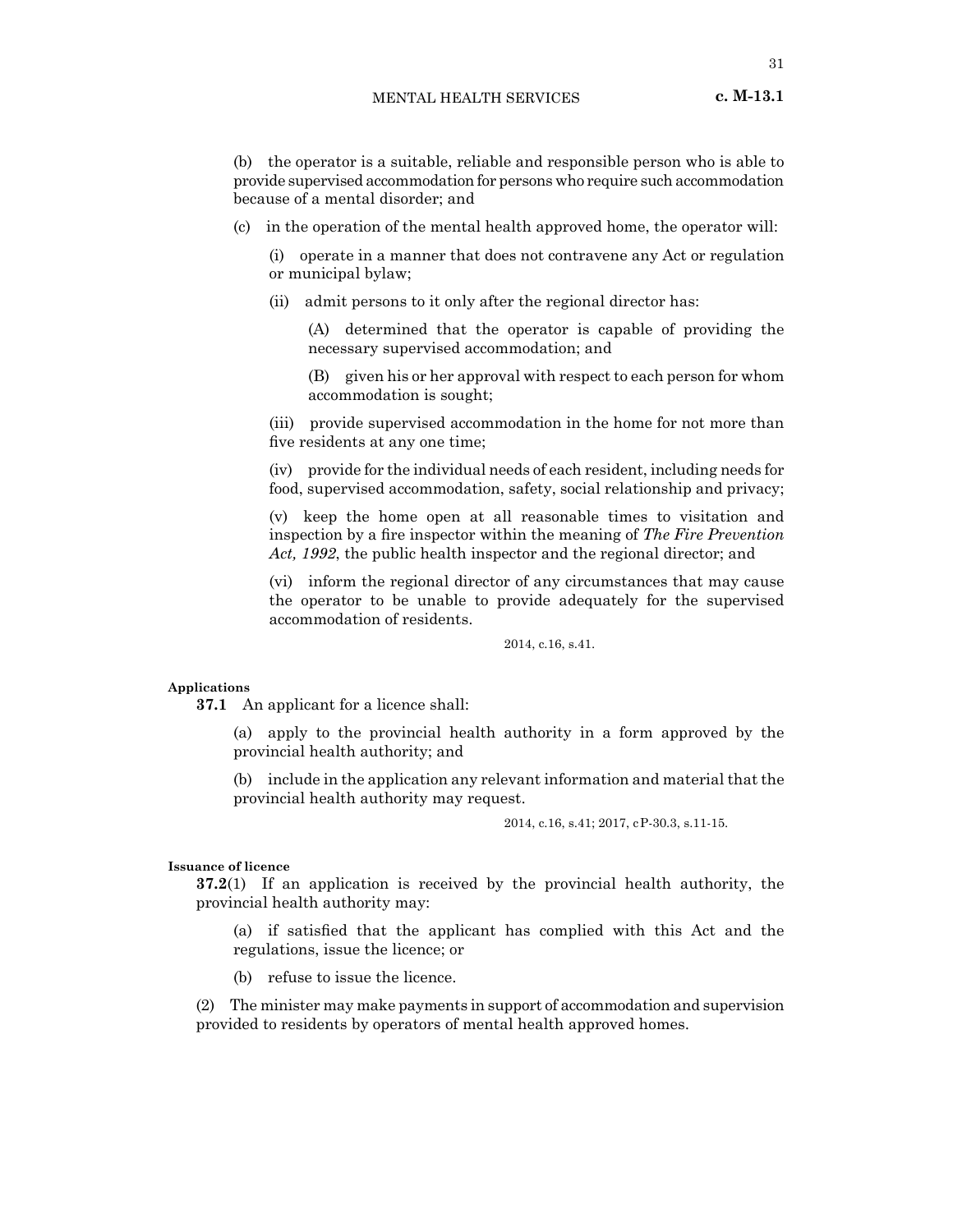(b) the operator is a suitable, reliable and responsible person who is able to provide supervised accommodation for persons who require such accommodation because of a mental disorder; and

(c) in the operation of the mental health approved home, the operator will:

(i) operate in a manner that does not contravene any Act or regulation or municipal bylaw;

(ii) admit persons to it only after the regional director has:

(A) determined that the operator is capable of providing the necessary supervised accommodation; and

(B) given his or her approval with respect to each person for whom accommodation is sought;

(iii) provide supervised accommodation in the home for not more than five residents at any one time;

(iv) provide for the individual needs of each resident, including needs for food, supervised accommodation, safety, social relationship and privacy;

(v) keep the home open at all reasonable times to visitation and inspection by a fire inspector within the meaning of *The Fire Prevention Act, 1992*, the public health inspector and the regional director; and

(vi) inform the regional director of any circumstances that may cause the operator to be unable to provide adequately for the supervised accommodation of residents.

2014, c.16, s.41.

**Applications**

**37.1** An applicant for a licence shall:

(a) apply to the provincial health authority in a form approved by the provincial health authority; and

(b) include in the application any relevant information and material that the provincial health authority may request.

2014, c.16, s.41; 2017, cP-30.3, s.11-15.

**Issuance of licence**

**37.2**(1) If an application is received by the provincial health authority, the provincial health authority may:

(a) if satisfied that the applicant has complied with this Act and the regulations, issue the licence; or

(b) refuse to issue the licence.

(2) The minister may make payments in support of accommodation and supervision provided to residents by operators of mental health approved homes.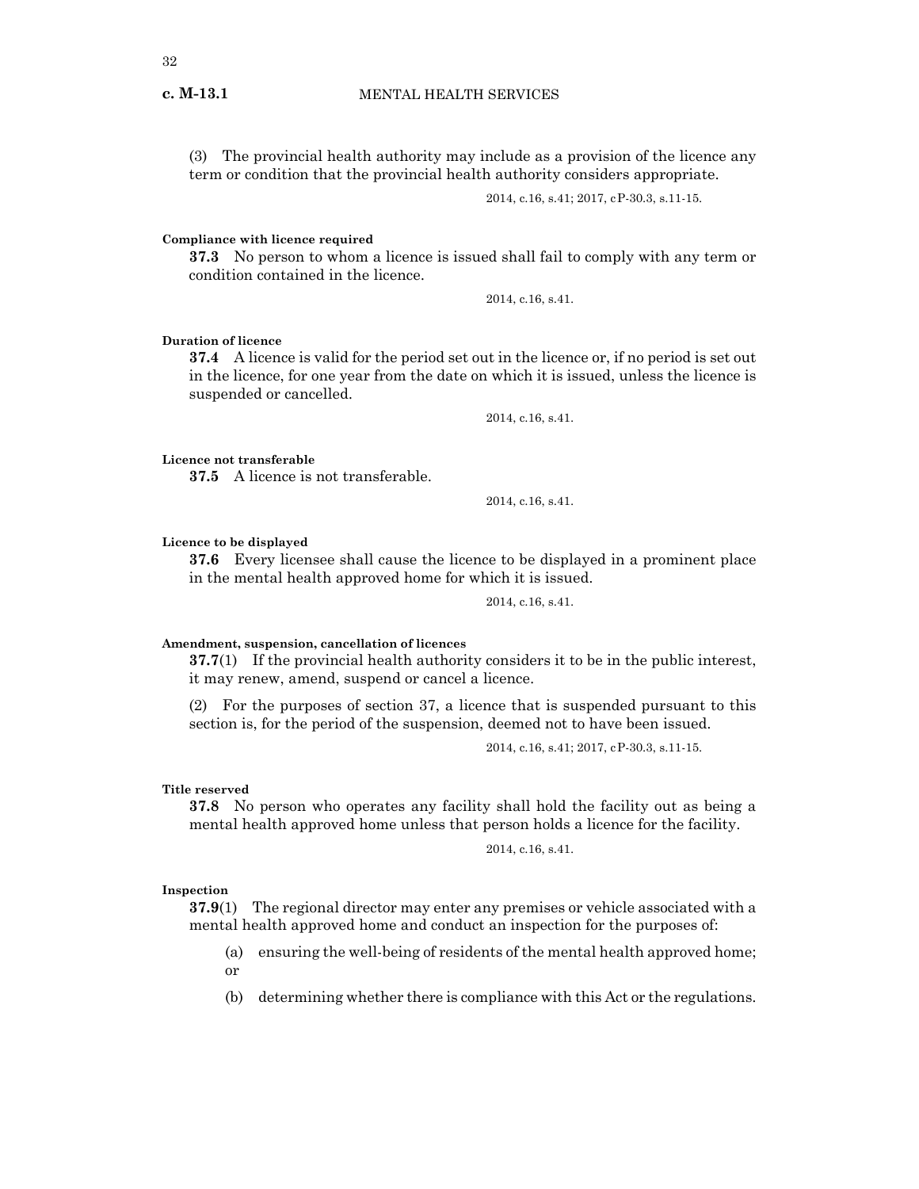(3) The provincial health authority may include as a provision of the licence any term or condition that the provincial health authority considers appropriate.

2014, c.16, s.41; 2017, cP-30.3, s.11-15.

**Compliance with licence required**

**37.3** No person to whom a licence is issued shall fail to comply with any term or condition contained in the licence.

2014, c.16, s.41.

**Duration of licence**

**37.4** A licence is valid for the period set out in the licence or, if no period is set out in the licence, for one year from the date on which it is issued, unless the licence is suspended or cancelled.

2014, c.16, s.41.

**Licence not transferable**

**37.5** A licence is not transferable.

2014, c.16, s.41.

**Licence to be displayed**

**37.6** Every licensee shall cause the licence to be displayed in a prominent place in the mental health approved home for which it is issued.

2014, c.16, s.41.

**Amendment, suspension, cancellation of licences**

**37.7**(1) If the provincial health authority considers it to be in the public interest, it may renew, amend, suspend or cancel a licence.

(2) For the purposes of section 37, a licence that is suspended pursuant to this section is, for the period of the suspension, deemed not to have been issued.

2014, c.16, s.41; 2017, cP-30.3, s.11-15.

**Title reserved**

**37.8** No person who operates any facility shall hold the facility out as being a mental health approved home unless that person holds a licence for the facility.

2014, c.16, s.41.

**Inspection**

**37.9**(1) The regional director may enter any premises or vehicle associated with a mental health approved home and conduct an inspection for the purposes of:

(a) ensuring the well-being of residents of the mental health approved home; or

(b) determining whether there is compliance with this Act or the regulations.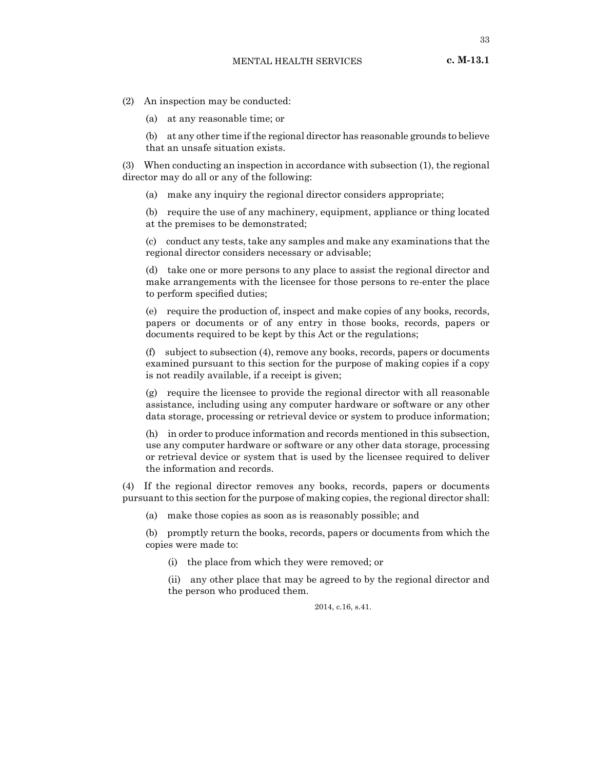(2) An inspection may be conducted:

(a) at any reasonable time; or

(b) at any other time if the regional director has reasonable grounds to believe that an unsafe situation exists.

(3) When conducting an inspection in accordance with subsection (1), the regional director may do all or any of the following:

(a) make any inquiry the regional director considers appropriate;

(b) require the use of any machinery, equipment, appliance or thing located at the premises to be demonstrated;

(c) conduct any tests, take any samples and make any examinations that the regional director considers necessary or advisable;

(d) take one or more persons to any place to assist the regional director and make arrangements with the licensee for those persons to re-enter the place to perform specified duties;

(e) require the production of, inspect and make copies of any books, records, papers or documents or of any entry in those books, records, papers or documents required to be kept by this Act or the regulations;

(f) subject to subsection (4), remove any books, records, papers or documents examined pursuant to this section for the purpose of making copies if a copy is not readily available, if a receipt is given;

(g) require the licensee to provide the regional director with all reasonable assistance, including using any computer hardware or software or any other data storage, processing or retrieval device or system to produce information;

(h) in order to produce information and records mentioned in this subsection, use any computer hardware or software or any other data storage, processing or retrieval device or system that is used by the licensee required to deliver the information and records.

(4) If the regional director removes any books, records, papers or documents pursuant to this section for the purpose of making copies, the regional director shall:

(a) make those copies as soon as is reasonably possible; and

(b) promptly return the books, records, papers or documents from which the copies were made to:

(i) the place from which they were removed; or

(ii) any other place that may be agreed to by the regional director and the person who produced them.

2014, c.16, s.41.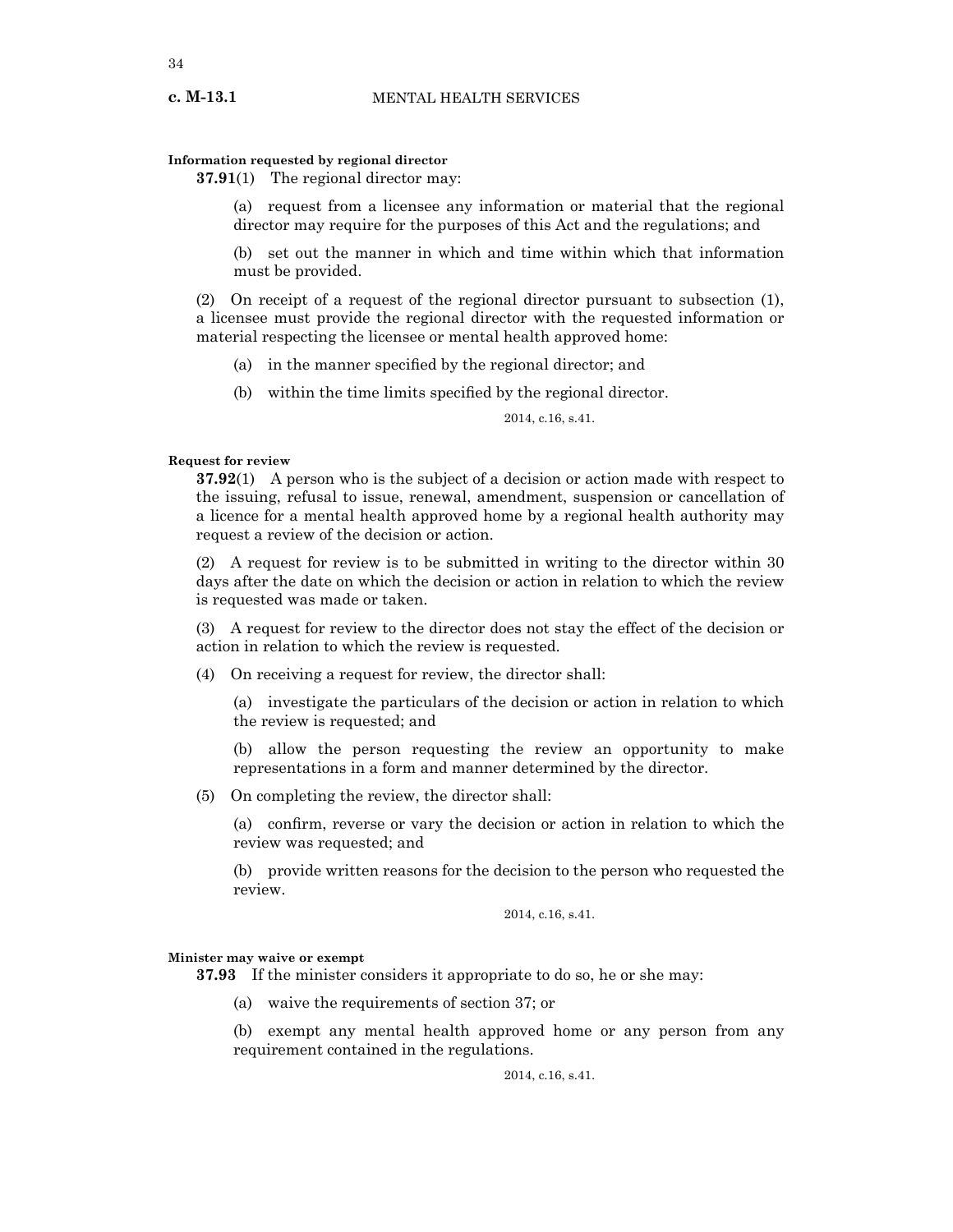**Information requested by regional director**

**37.91**(1) The regional director may:

(a) request from a licensee any information or material that the regional director may require for the purposes of this Act and the regulations; and

(b) set out the manner in which and time within which that information must be provided.

(2) On receipt of a request of the regional director pursuant to subsection (1), a licensee must provide the regional director with the requested information or material respecting the licensee or mental health approved home:

(a) in the manner specified by the regional director; and

(b) within the time limits specified by the regional director.

2014, c.16, s.41.

**Request for review**

**37.92**(1) A person who is the subject of a decision or action made with respect to the issuing, refusal to issue, renewal, amendment, suspension or cancellation of a licence for a mental health approved home by a regional health authority may request a review of the decision or action.

(2) A request for review is to be submitted in writing to the director within 30 days after the date on which the decision or action in relation to which the review is requested was made or taken.

(3) A request for review to the director does not stay the effect of the decision or action in relation to which the review is requested.

(4) On receiving a request for review, the director shall:

(a) investigate the particulars of the decision or action in relation to which the review is requested; and

(b) allow the person requesting the review an opportunity to make representations in a form and manner determined by the director.

(5) On completing the review, the director shall:

(a) confirm, reverse or vary the decision or action in relation to which the review was requested; and

(b) provide written reasons for the decision to the person who requested the review.

2014, c.16, s.41.

**Minister may waive or exempt**

**37.93** If the minister considers it appropriate to do so, he or she may:

(a) waive the requirements of section 37; or

(b) exempt any mental health approved home or any person from any requirement contained in the regulations.

2014, c.16, s.41.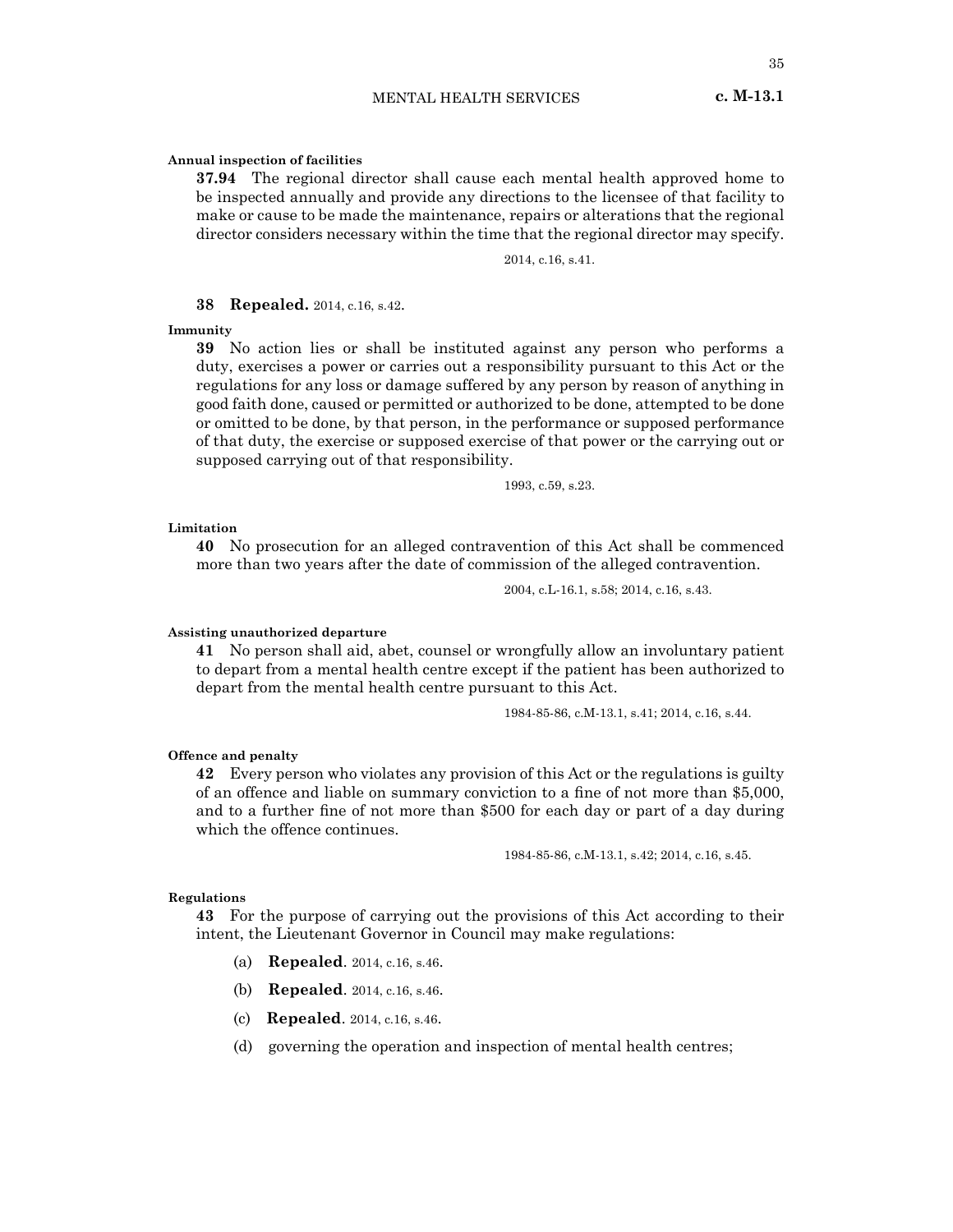**Annual inspection of facilities**

**37.94** The regional director shall cause each mental health approved home to be inspected annually and provide any directions to the licensee of that facility to make or cause to be made the maintenance, repairs or alterations that the regional director considers necessary within the time that the regional director may specify.

2014, c.16, s.41.

**38 Repealed.** 2014, c.16, s.42.

**Immunity**

**39** No action lies or shall be instituted against any person who performs a duty, exercises a power or carries out a responsibility pursuant to this Act or the regulations for any loss or damage suffered by any person by reason of anything in good faith done, caused or permitted or authorized to be done, attempted to be done or omitted to be done, by that person, in the performance or supposed performance of that duty, the exercise or supposed exercise of that power or the carrying out or supposed carrying out of that responsibility.

1993, c.59, s.23.

**Limitation**

**40** No prosecution for an alleged contravention of this Act shall be commenced more than two years after the date of commission of the alleged contravention.

2004, c.L-16.1, s.58; 2014, c.16, s.43.

**Assisting unauthorized departure**

**41** No person shall aid, abet, counsel or wrongfully allow an involuntary patient to depart from a mental health centre except if the patient has been authorized to depart from the mental health centre pursuant to this Act.

1984-85-86, c.M-13.1, s.41; 2014, c.16, s.44.

**Offence and penalty**

**42** Every person who violates any provision of this Act or the regulations is guilty of an offence and liable on summary conviction to a fine of not more than $5,000, and to a further fine of not more than $500 for each day or part of a day during which the offence continues.

1984-85-86, c.M-13.1, s.42; 2014, c.16, s.45.

**Regulations**

**43** For the purpose of carrying out the provisions of this Act according to their intent, the Lieutenant Governor in Council may make regulations:

(a) **Repealed**. 2014, c.16, s.46.

(b) **Repealed**. 2014, c.16, s.46.

(c) **Repealed**. 2014, c.16, s.46.

(d) governing the operation and inspection of mental health centres;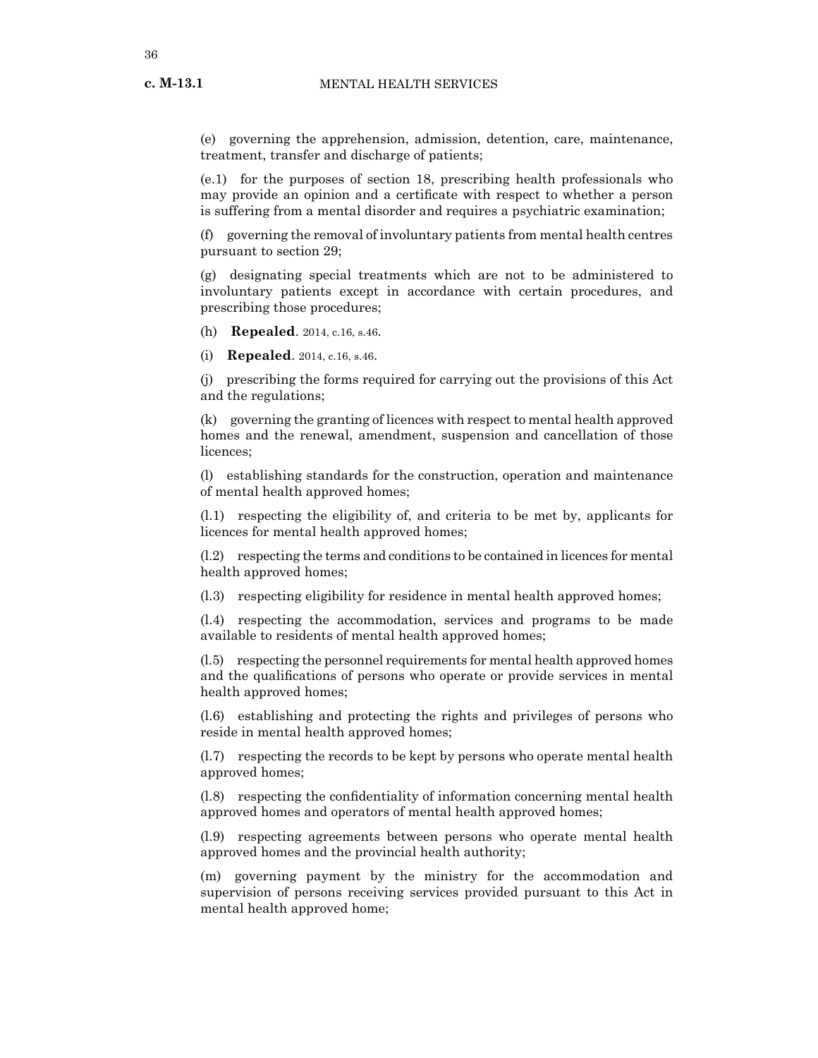(e) governing the apprehension, admission, detention, care, maintenance, treatment, transfer and discharge of patients;

(e.1) for the purposes of section 18, prescribing health professionals who may provide an opinion and a certificate with respect to whether a person is suffering from a mental disorder and requires a psychiatric examination;

(f) governing the removal of involuntary patients from mental health centres pursuant to section 29;

(g) designating special treatments which are not to be administered to involuntary patients except in accordance with certain procedures, and prescribing those procedures;

(h) **Repealed**. 2014, c.16, s.46.

(i) **Repealed**. 2014, c.16, s.46.

(j) prescribing the forms required for carrying out the provisions of this Act and the regulations;

(k) governing the granting of licences with respect to mental health approved homes and the renewal, amendment, suspension and cancellation of those licences;

(l) establishing standards for the construction, operation and maintenance of mental health approved homes;

(l.1) respecting the eligibility of, and criteria to be met by, applicants for licences for mental health approved homes;

(l.2) respecting the terms and conditions to be contained in licences for mental health approved homes;

(l.3) respecting eligibility for residence in mental health approved homes;

(l.4) respecting the accommodation, services and programs to be made available to residents of mental health approved homes;

(l.5) respecting the personnel requirements for mental health approved homes and the qualifications of persons who operate or provide services in mental health approved homes;

(l.6) establishing and protecting the rights and privileges of persons who reside in mental health approved homes;

(l.7) respecting the records to be kept by persons who operate mental health approved homes;

(l.8) respecting the confidentiality of information concerning mental health approved homes and operators of mental health approved homes;

(l.9) respecting agreements between persons who operate mental health approved homes and the provincial health authority;

(m) governing payment by the ministry for the accommodation and supervision of persons receiving services provided pursuant to this Act in mental health approved home;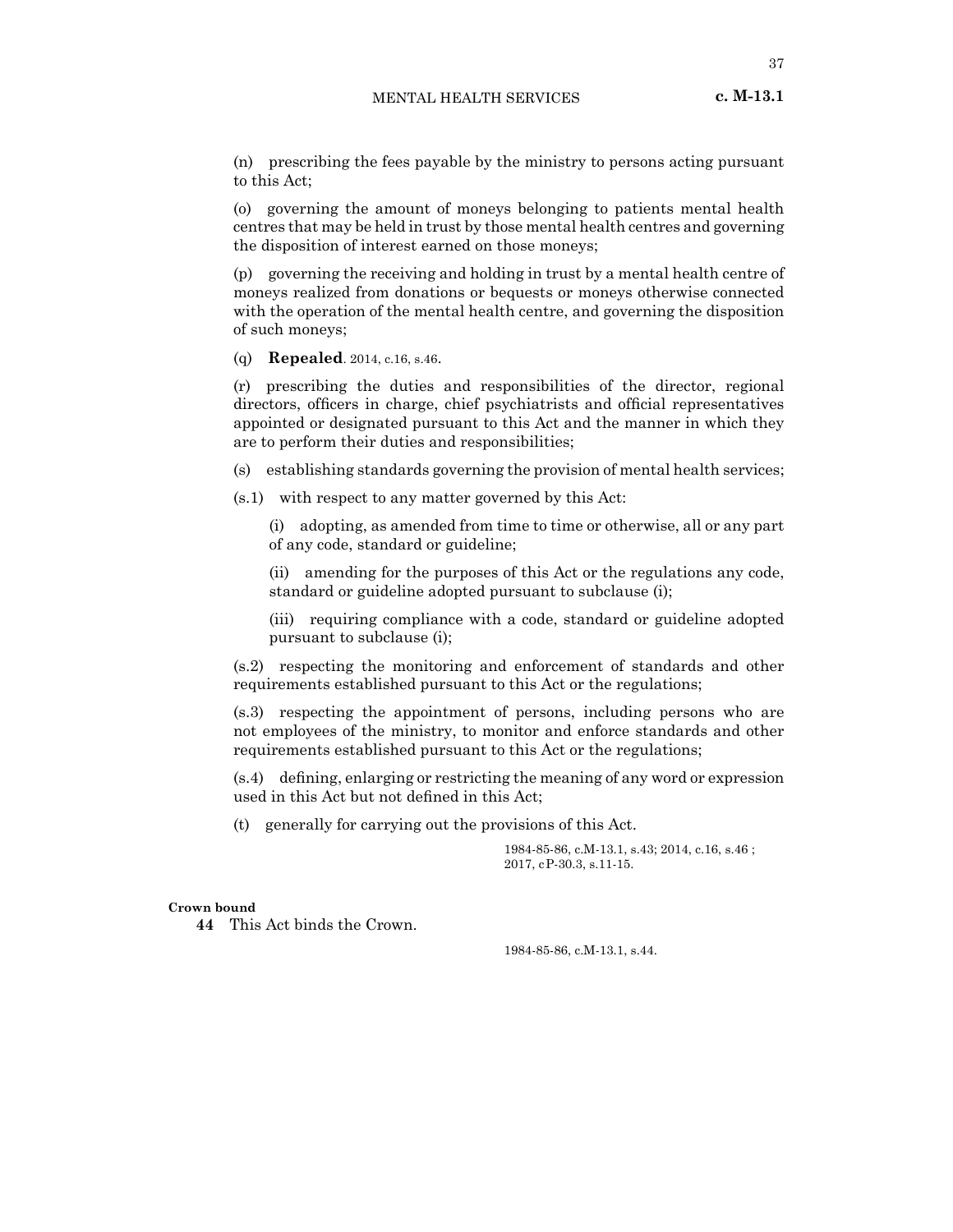(n) prescribing the fees payable by the ministry to persons acting pursuant to this Act;

(o) governing the amount of moneys belonging to patients mental health centres that may be held in trust by those mental health centres and governing the disposition of interest earned on those moneys;

(p) governing the receiving and holding in trust by a mental health centre of moneys realized from donations or bequests or moneys otherwise connected with the operation of the mental health centre, and governing the disposition of such moneys;

(q) **Repealed**. 2014, c.16, s.46.

(r) prescribing the duties and responsibilities of the director, regional directors, officers in charge, chief psychiatrists and official representatives appointed or designated pursuant to this Act and the manner in which they are to perform their duties and responsibilities;

(s) establishing standards governing the provision of mental health services;

(s.1) with respect to any matter governed by this Act:

(i) adopting, as amended from time to time or otherwise, all or any part of any code, standard or guideline;

(ii) amending for the purposes of this Act or the regulations any code, standard or guideline adopted pursuant to subclause (i);

(iii) requiring compliance with a code, standard or guideline adopted pursuant to subclause (i);

(s.2) respecting the monitoring and enforcement of standards and other requirements established pursuant to this Act or the regulations;

(s.3) respecting the appointment of persons, including persons who are not employees of the ministry, to monitor and enforce standards and other requirements established pursuant to this Act or the regulations;

(s.4) defining, enlarging or restricting the meaning of any word or expression used in this Act but not defined in this Act;

(t) generally for carrying out the provisions of this Act.

1984-85-86, c.M-13.1, s.43; 2014, c.16, s.46 ; 2017, cP-30.3, s.11-15.

**Crown bound**

**44** This Act binds the Crown.

1984-85-86, c.M-13.1, s.44.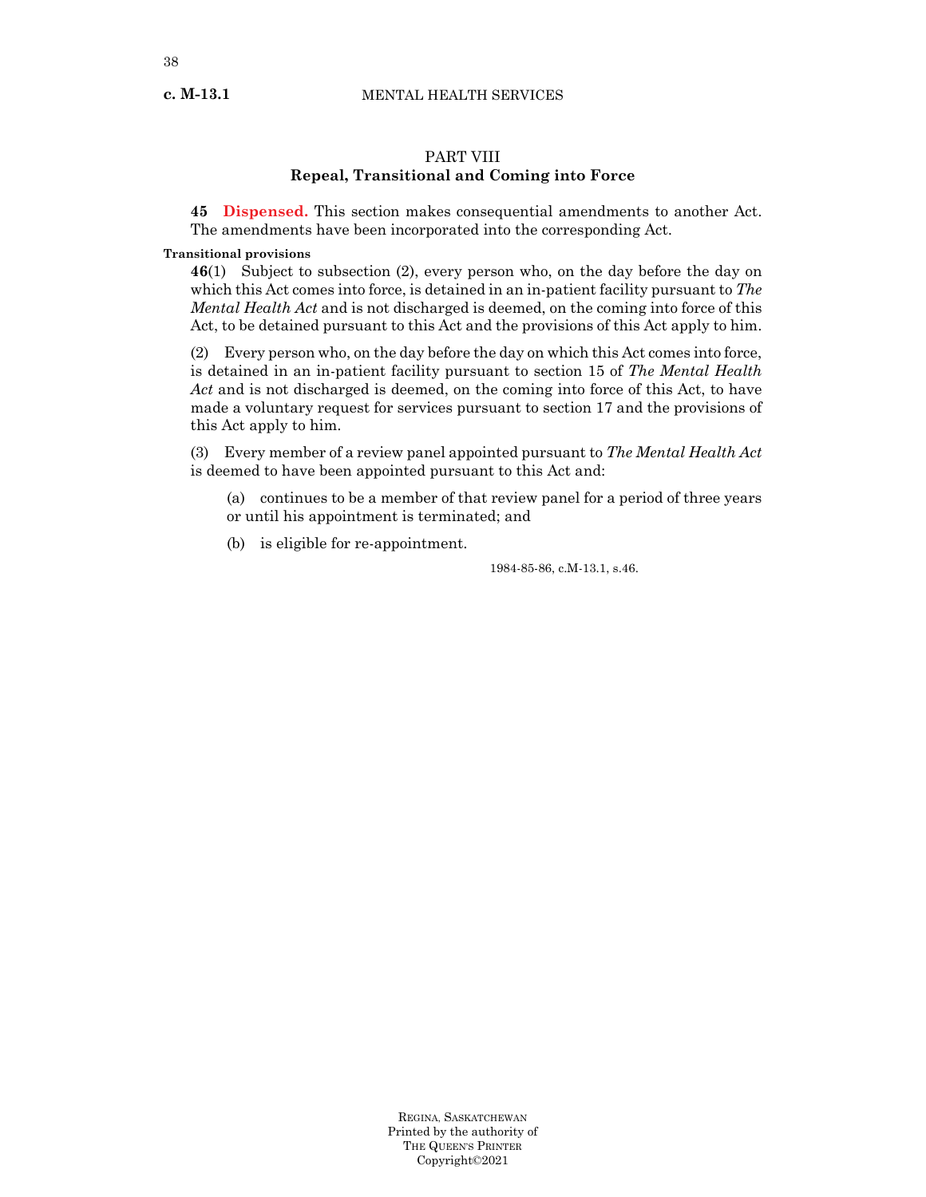## PART VIII
## Repeal, Transitional and Coming into Force

**45 Dispensed.** This section makes consequential amendments to another Act. The amendments have been incorporated into the corresponding Act.

**Transitional provisions**

**46**(1) Subject to subsection (2), every person who, on the day before the day on which this Act comes into force, is detained in an in-patient facility pursuant to *The Mental Health Act* and is not discharged is deemed, on the coming into force of this Act, to be detained pursuant to this Act and the provisions of this Act apply to him.

(2) Every person who, on the day before the day on which this Act comes into force, is detained in an in-patient facility pursuant to section 15 of *The Mental Health Act* and is not discharged is deemed, on the coming into force of this Act, to have made a voluntary request for services pursuant to section 17 and the provisions of this Act apply to him.

(3) Every member of a review panel appointed pursuant to *The Mental Health Act* is deemed to have been appointed pursuant to this Act and:

(a) continues to be a member of that review panel for a period of three years or until his appointment is terminated; and

(b) is eligible for re-appointment.

1984-85-86, c.M-13.1, s.46.

Regina, Saskatchewan
Printed by the authority of
The Queen's Printer
Copyright©2021